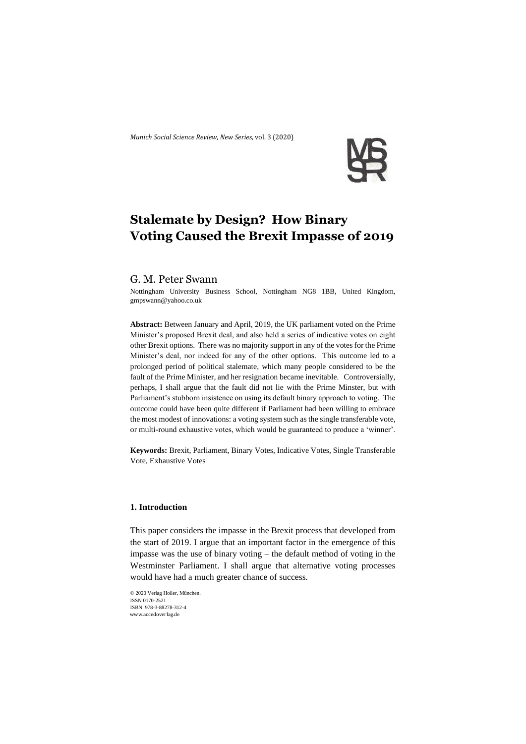# Stalemate by Design? How Binary Voting Caused the Brexit Impasse of 2019

## G. M. Peter Swann

Nottingham University Business School, Nottingham NG8 1BB, United Kingdom, gmpswann@yahoo.co.uk

**Abstract:** Between January and April, 2019, the UK parliament voted on the Prime Minister's proposed Brexit deal, and also held a series of indicative votes on eight other Brexit options. There was no majority support in any of the votes for the Prime Minister's deal, nor indeed for any of the other options. This outcome led to a prolonged period of political stalemate, which many people considered to be the fault of the Prime Minister, and her resignation became inevitable. Controversially, perhaps, I shall argue that the fault did not lie with the Prime Minster, but with Parliament's stubborn insistence on using its default binary approach to voting. The outcome could have been quite different if Parliament had been willing to embrace the most modest of innovations: a voting system such as the single transferable vote, or multi-round exhaustive votes, which would be guaranteed to produce a 'winner'.

**Keywords:** Brexit, Parliament, Binary Votes, Indicative Votes, Single Transferable Vote, Exhaustive Votes

### 1. Introduction

This paper considers the impasse in the Brexit process that developed from the start of 2019. I argue that an important factor in the emergence of this impasse was the use of binary voting – the default method of voting in the Westminster Parliament. I shall argue that alternative voting processes would have had a much greater chance of success.

© 2020 Verlag Holler, München.
ISSN 0170-2521
ISBN 978-3-88278-312-4
www.accedoverlag.de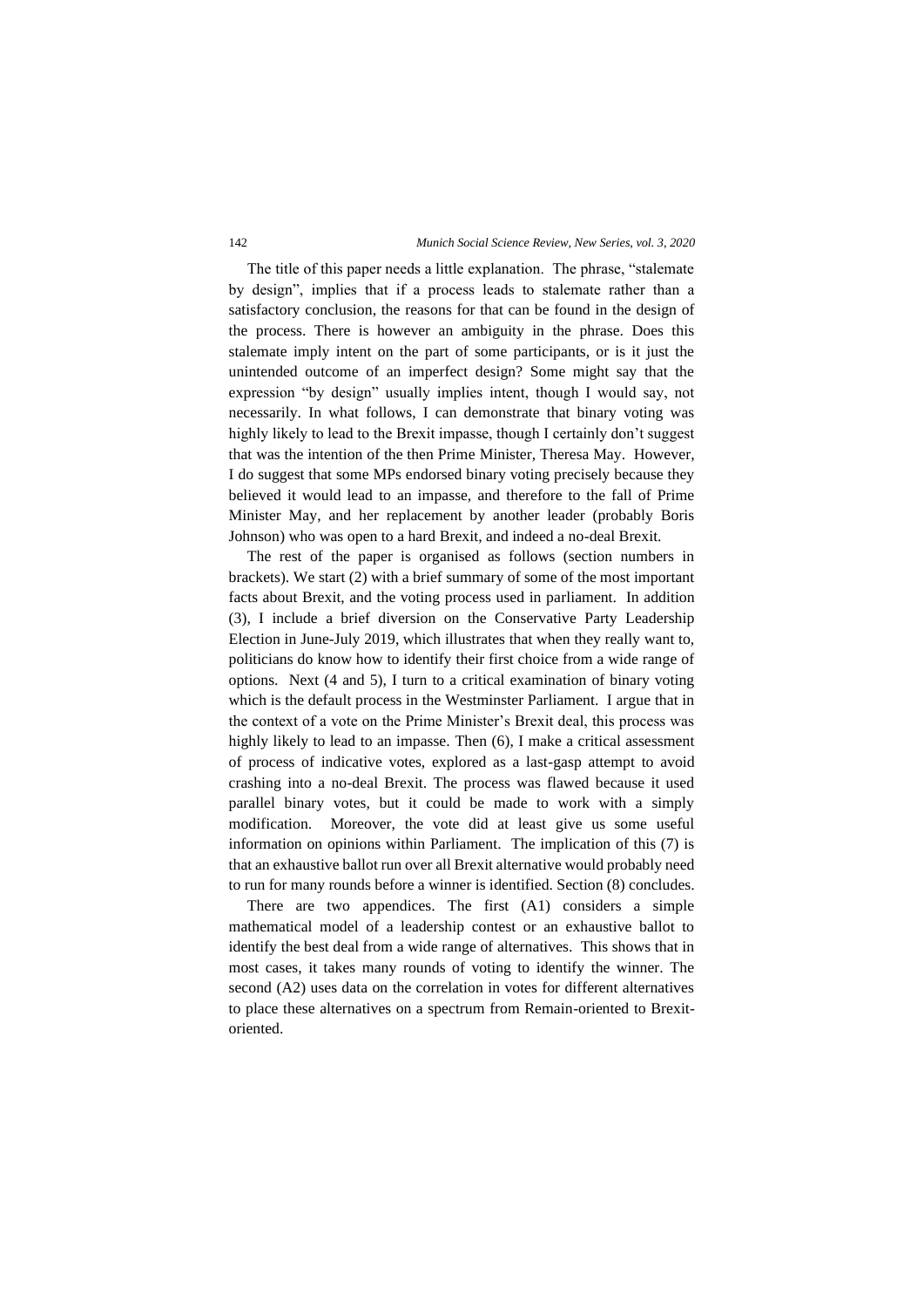The title of this paper needs a little explanation. The phrase, "stalemate by design", implies that if a process leads to stalemate rather than a satisfactory conclusion, the reasons for that can be found in the design of the process. There is however an ambiguity in the phrase. Does this stalemate imply intent on the part of some participants, or is it just the unintended outcome of an imperfect design? Some might say that the expression "by design" usually implies intent, though I would say, not necessarily. In what follows, I can demonstrate that binary voting was highly likely to lead to the Brexit impasse, though I certainly don't suggest that was the intention of the then Prime Minister, Theresa May. However, I do suggest that some MPs endorsed binary voting precisely because they believed it would lead to an impasse, and therefore to the fall of Prime Minister May, and her replacement by another leader (probably Boris Johnson) who was open to a hard Brexit, and indeed a no-deal Brexit.

The rest of the paper is organised as follows (section numbers in brackets). We start (2) with a brief summary of some of the most important facts about Brexit, and the voting process used in parliament. In addition (3), I include a brief diversion on the Conservative Party Leadership Election in June-July 2019, which illustrates that when they really want to, politicians do know how to identify their first choice from a wide range of options. Next (4 and 5), I turn to a critical examination of binary voting which is the default process in the Westminster Parliament. I argue that in the context of a vote on the Prime Minister's Brexit deal, this process was highly likely to lead to an impasse. Then (6), I make a critical assessment of process of indicative votes, explored as a last-gasp attempt to avoid crashing into a no-deal Brexit. The process was flawed because it used parallel binary votes, but it could be made to work with a simply modification. Moreover, the vote did at least give us some useful information on opinions within Parliament. The implication of this (7) is that an exhaustive ballot run over all Brexit alternative would probably need to run for many rounds before a winner is identified. Section (8) concludes.

There are two appendices. The first (A1) considers a simple mathematical model of a leadership contest or an exhaustive ballot to identify the best deal from a wide range of alternatives. This shows that in most cases, it takes many rounds of voting to identify the winner. The second (A2) uses data on the correlation in votes for different alternatives to place these alternatives on a spectrum from Remain-oriented to Brexit-oriented.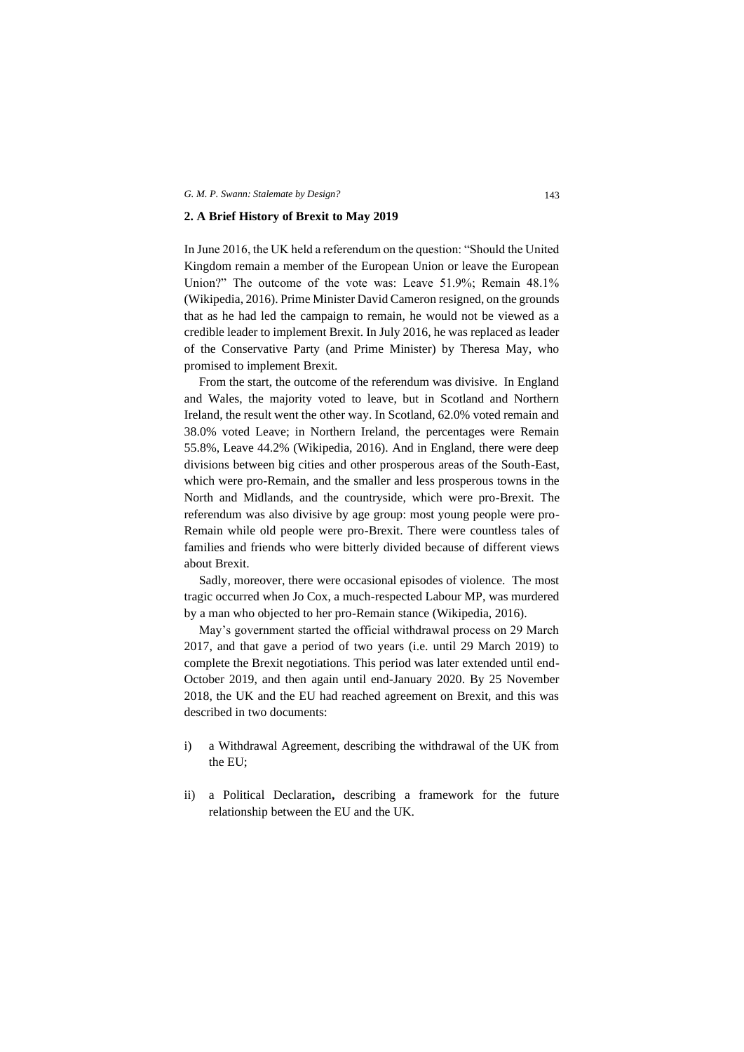## 2. A Brief History of Brexit to May 2019

In June 2016, the UK held a referendum on the question: "Should the United Kingdom remain a member of the European Union or leave the European Union?" The outcome of the vote was: Leave 51.9%; Remain 48.1% (Wikipedia, 2016). Prime Minister David Cameron resigned, on the grounds that as he had led the campaign to remain, he would not be viewed as a credible leader to implement Brexit. In July 2016, he was replaced as leader of the Conservative Party (and Prime Minister) by Theresa May, who promised to implement Brexit.

From the start, the outcome of the referendum was divisive. In England and Wales, the majority voted to leave, but in Scotland and Northern Ireland, the result went the other way. In Scotland, 62.0% voted remain and 38.0% voted Leave; in Northern Ireland, the percentages were Remain 55.8%, Leave 44.2% (Wikipedia, 2016). And in England, there were deep divisions between big cities and other prosperous areas of the South-East, which were pro-Remain, and the smaller and less prosperous towns in the North and Midlands, and the countryside, which were pro-Brexit. The referendum was also divisive by age group: most young people were pro-Remain while old people were pro-Brexit. There were countless tales of families and friends who were bitterly divided because of different views about Brexit.

Sadly, moreover, there were occasional episodes of violence. The most tragic occurred when Jo Cox, a much-respected Labour MP, was murdered by a man who objected to her pro-Remain stance (Wikipedia, 2016).

May's government started the official withdrawal process on 29 March 2017, and that gave a period of two years (i.e. until 29 March 2019) to complete the Brexit negotiations. This period was later extended until end-October 2019, and then again until end-January 2020. By 25 November 2018, the UK and the EU had reached agreement on Brexit, and this was described in two documents:

i) a Withdrawal Agreement, describing the withdrawal of the UK from the EU;

ii) a Political Declaration**,** describing a framework for the future relationship between the EU and the UK.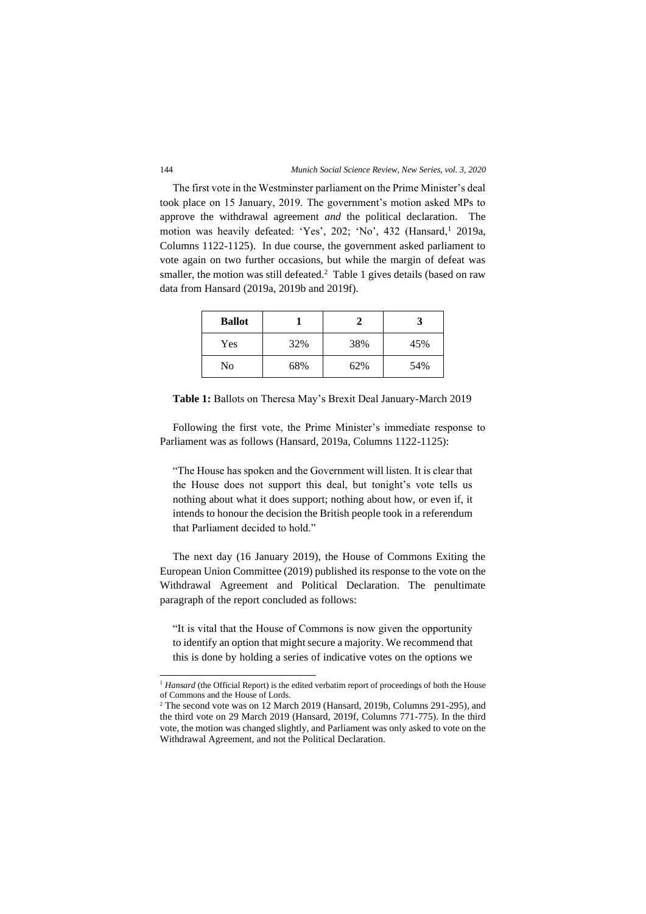The first vote in the Westminster parliament on the Prime Minister's deal took place on 15 January, 2019. The government's motion asked MPs to approve the withdrawal agreement *and* the political declaration. The motion was heavily defeated: 'Yes', 202; 'No', 432 (Hansard,[1] 2019a, Columns 1122-1125). In due course, the government asked parliament to vote again on two further occasions, but while the margin of defeat was smaller, the motion was still defeated.[2] Table 1 gives details (based on raw data from Hansard (2019a, 2019b and 2019f).

| **Ballot** | **1** | **2** | **3** |
|---|---|---|---|
| Yes | 32% | 38% | 45% |
| No | 68% | 62% | 54% |

**Table 1:** Ballots on Theresa May's Brexit Deal January-March 2019

Following the first vote, the Prime Minister's immediate response to Parliament was as follows (Hansard, 2019a, Columns 1122-1125):

> "The House has spoken and the Government will listen. It is clear that the House does not support this deal, but tonight's vote tells us nothing about what it does support; nothing about how, or even if, it intends to honour the decision the British people took in a referendum that Parliament decided to hold."

The next day (16 January 2019), the House of Commons Exiting the European Union Committee (2019) published its response to the vote on the Withdrawal Agreement and Political Declaration. The penultimate paragraph of the report concluded as follows:

> "It is vital that the House of Commons is now given the opportunity to identify an option that might secure a majority. We recommend that this is done by holding a series of indicative votes on the options we

---

[1] *Hansard* (the Official Report) is the edited verbatim report of proceedings of both the House of Commons and the House of Lords.

[2] The second vote was on 12 March 2019 (Hansard, 2019b, Columns 291-295), and the third vote on 29 March 2019 (Hansard, 2019f, Columns 771-775). In the third vote, the motion was changed slightly, and Parliament was only asked to vote on the Withdrawal Agreement, and not the Political Declaration.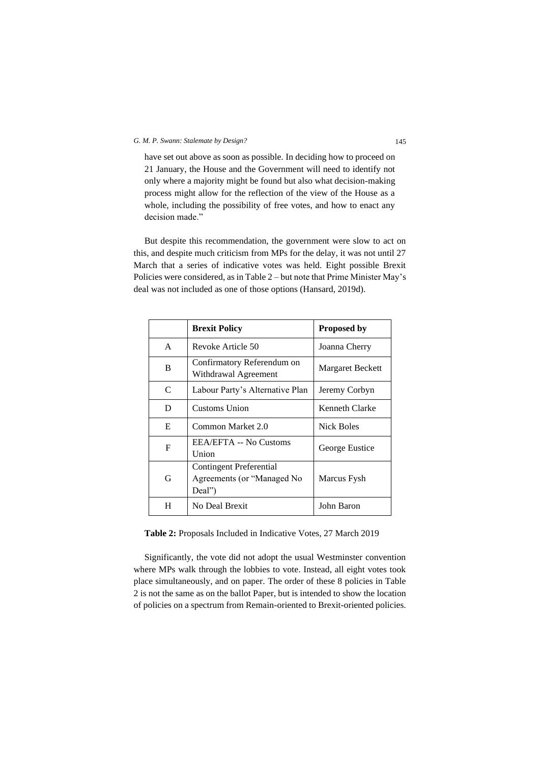have set out above as soon as possible. In deciding how to proceed on 21 January, the House and the Government will need to identify not only where a majority might be found but also what decision-making process might allow for the reflection of the view of the House as a whole, including the possibility of free votes, and how to enact any decision made."

But despite this recommendation, the government were slow to act on this, and despite much criticism from MPs for the delay, it was not until 27 March that a series of indicative votes was held. Eight possible Brexit Policies were considered, as in Table 2 – but note that Prime Minister May's deal was not included as one of those options (Hansard, 2019d).

| | **Brexit Policy** | **Proposed by** |
|---|---|---|
| A | Revoke Article 50 | Joanna Cherry |
| B | Confirmatory Referendum on Withdrawal Agreement | Margaret Beckett |
| C | Labour Party's Alternative Plan | Jeremy Corbyn |
| D | Customs Union | Kenneth Clarke |
| E | Common Market 2.0 | Nick Boles |
| F | EEA/EFTA -- No Customs Union | George Eustice |
| G | Contingent Preferential Agreements (or "Managed No Deal") | Marcus Fysh |
| H | No Deal Brexit | John Baron |

**Table 2:** Proposals Included in Indicative Votes, 27 March 2019

Significantly, the vote did not adopt the usual Westminster convention where MPs walk through the lobbies to vote. Instead, all eight votes took place simultaneously, and on paper. The order of these 8 policies in Table 2 is not the same as on the ballot Paper, but is intended to show the location of policies on a spectrum from Remain-oriented to Brexit-oriented policies.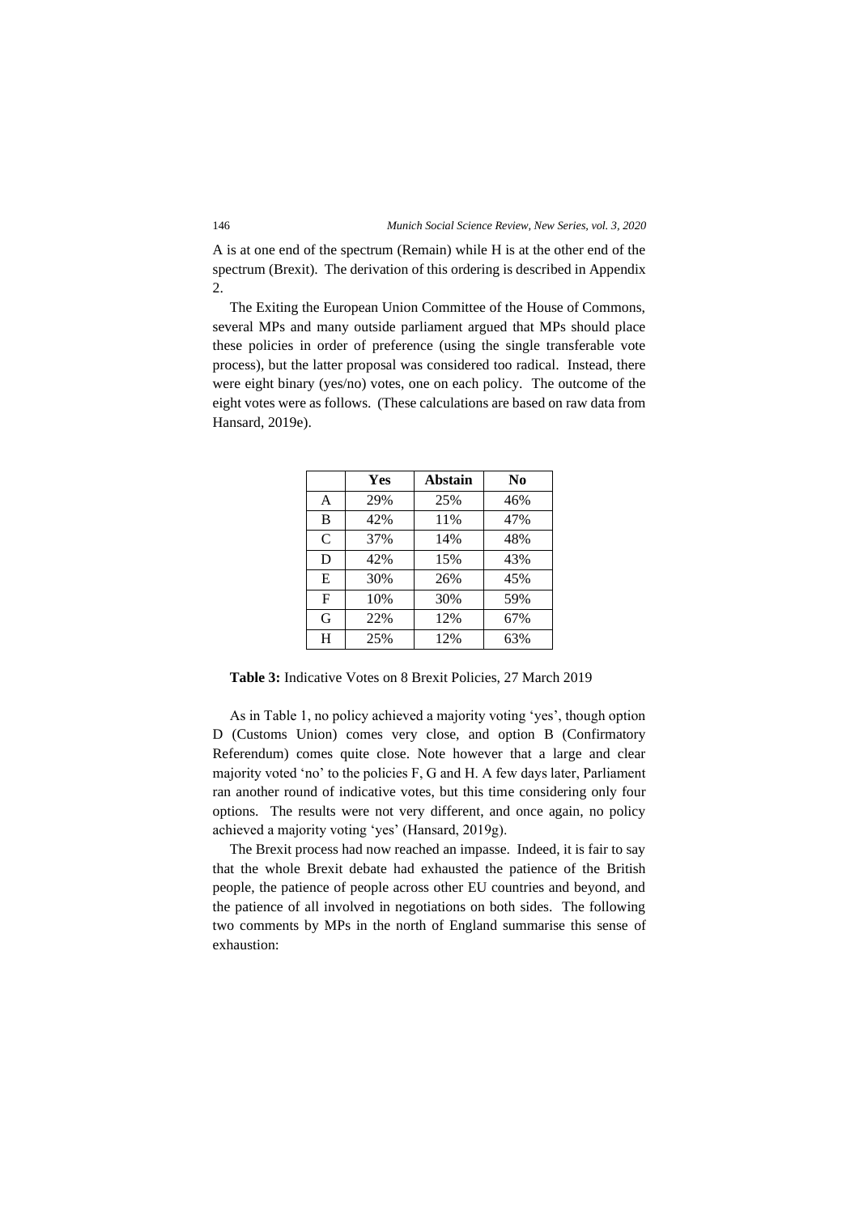A is at one end of the spectrum (Remain) while H is at the other end of the spectrum (Brexit). The derivation of this ordering is described in Appendix 2.

The Exiting the European Union Committee of the House of Commons, several MPs and many outside parliament argued that MPs should place these policies in order of preference (using the single transferable vote process), but the latter proposal was considered too radical. Instead, there were eight binary (yes/no) votes, one on each policy. The outcome of the eight votes were as follows. (These calculations are based on raw data from Hansard, 2019e).

| | **Yes** | **Abstain** | **No** |
|---|---|---|---|
| A | 29% | 25% | 46% |
| B | 42% | 11% | 47% |
| C | 37% | 14% | 48% |
| D | 42% | 15% | 43% |
| E | 30% | 26% | 45% |
| F | 10% | 30% | 59% |
| G | 22% | 12% | 67% |
| H | 25% | 12% | 63% |

**Table 3:** Indicative Votes on 8 Brexit Policies, 27 March 2019

As in Table 1, no policy achieved a majority voting 'yes', though option D (Customs Union) comes very close, and option B (Confirmatory Referendum) comes quite close. Note however that a large and clear majority voted 'no' to the policies F, G and H. A few days later, Parliament ran another round of indicative votes, but this time considering only four options. The results were not very different, and once again, no policy achieved a majority voting 'yes' (Hansard, 2019g).

The Brexit process had now reached an impasse. Indeed, it is fair to say that the whole Brexit debate had exhausted the patience of the British people, the patience of people across other EU countries and beyond, and the patience of all involved in negotiations on both sides. The following two comments by MPs in the north of England summarise this sense of exhaustion: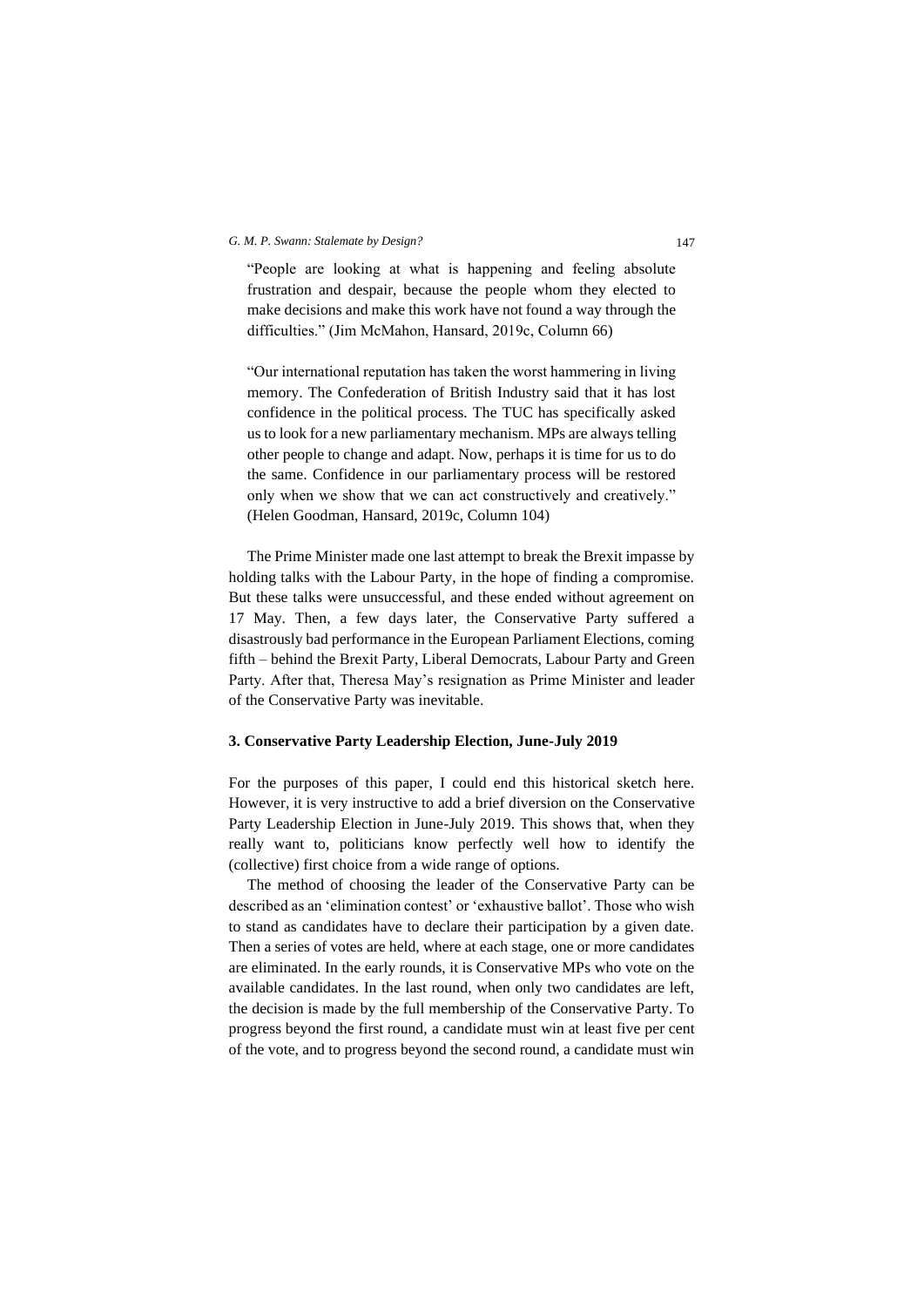> "People are looking at what is happening and feeling absolute frustration and despair, because the people whom they elected to make decisions and make this work have not found a way through the difficulties." (Jim McMahon, Hansard, 2019c, Column 66)

> "Our international reputation has taken the worst hammering in living memory. The Confederation of British Industry said that it has lost confidence in the political process. The TUC has specifically asked us to look for a new parliamentary mechanism. MPs are always telling other people to change and adapt. Now, perhaps it is time for us to do the same. Confidence in our parliamentary process will be restored only when we show that we can act constructively and creatively." (Helen Goodman, Hansard, 2019c, Column 104)

The Prime Minister made one last attempt to break the Brexit impasse by holding talks with the Labour Party, in the hope of finding a compromise. But these talks were unsuccessful, and these ended without agreement on 17 May. Then, a few days later, the Conservative Party suffered a disastrously bad performance in the European Parliament Elections, coming fifth – behind the Brexit Party, Liberal Democrats, Labour Party and Green Party. After that, Theresa May's resignation as Prime Minister and leader of the Conservative Party was inevitable.

## 3. Conservative Party Leadership Election, June-July 2019

For the purposes of this paper, I could end this historical sketch here. However, it is very instructive to add a brief diversion on the Conservative Party Leadership Election in June-July 2019. This shows that, when they really want to, politicians know perfectly well how to identify the (collective) first choice from a wide range of options.

The method of choosing the leader of the Conservative Party can be described as an 'elimination contest' or 'exhaustive ballot'. Those who wish to stand as candidates have to declare their participation by a given date. Then a series of votes are held, where at each stage, one or more candidates are eliminated. In the early rounds, it is Conservative MPs who vote on the available candidates. In the last round, when only two candidates are left, the decision is made by the full membership of the Conservative Party. To progress beyond the first round, a candidate must win at least five per cent of the vote, and to progress beyond the second round, a candidate must win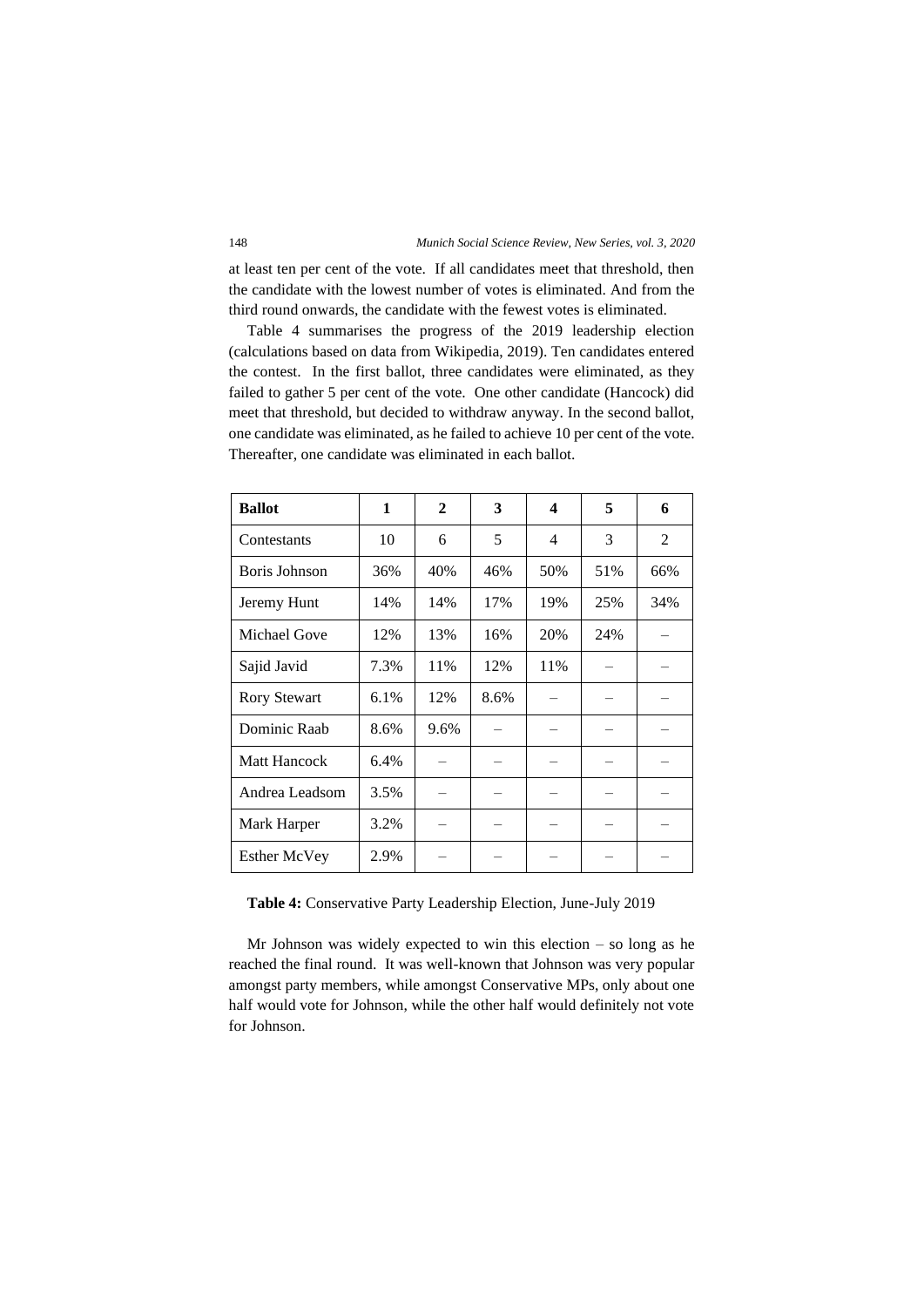at least ten per cent of the vote. If all candidates meet that threshold, then the candidate with the lowest number of votes is eliminated. And from the third round onwards, the candidate with the fewest votes is eliminated.

Table 4 summarises the progress of the 2019 leadership election (calculations based on data from Wikipedia, 2019). Ten candidates entered the contest. In the first ballot, three candidates were eliminated, as they failed to gather 5 per cent of the vote. One other candidate (Hancock) did meet that threshold, but decided to withdraw anyway. In the second ballot, one candidate was eliminated, as he failed to achieve 10 per cent of the vote. Thereafter, one candidate was eliminated in each ballot.

| **Ballot** | **1** | **2** | **3** | **4** | **5** | **6** |
|---|---|---|---|---|---|---|
| Contestants | 10 | 6 | 5 | 4 | 3 | 2 |
| Boris Johnson | 36% | 40% | 46% | 50% | 51% | 66% |
| Jeremy Hunt | 14% | 14% | 17% | 19% | 25% | 34% |
| Michael Gove | 12% | 13% | 16% | 20% | 24% | – |
| Sajid Javid | 7.3% | 11% | 12% | 11% | – | – |
| Rory Stewart | 6.1% | 12% | 8.6% | – | – | – |
| Dominic Raab | 8.6% | 9.6% | – | – | – | – |
| Matt Hancock | 6.4% | – | – | – | – | – |
| Andrea Leadsom | 3.5% | – | – | – | – | – |
| Mark Harper | 3.2% | – | – | – | – | – |
| Esther McVey | 2.9% | – | – | – | – | – |

**Table 4:** Conservative Party Leadership Election, June-July 2019

Mr Johnson was widely expected to win this election – so long as he reached the final round. It was well-known that Johnson was very popular amongst party members, while amongst Conservative MPs, only about one half would vote for Johnson, while the other half would definitely not vote for Johnson.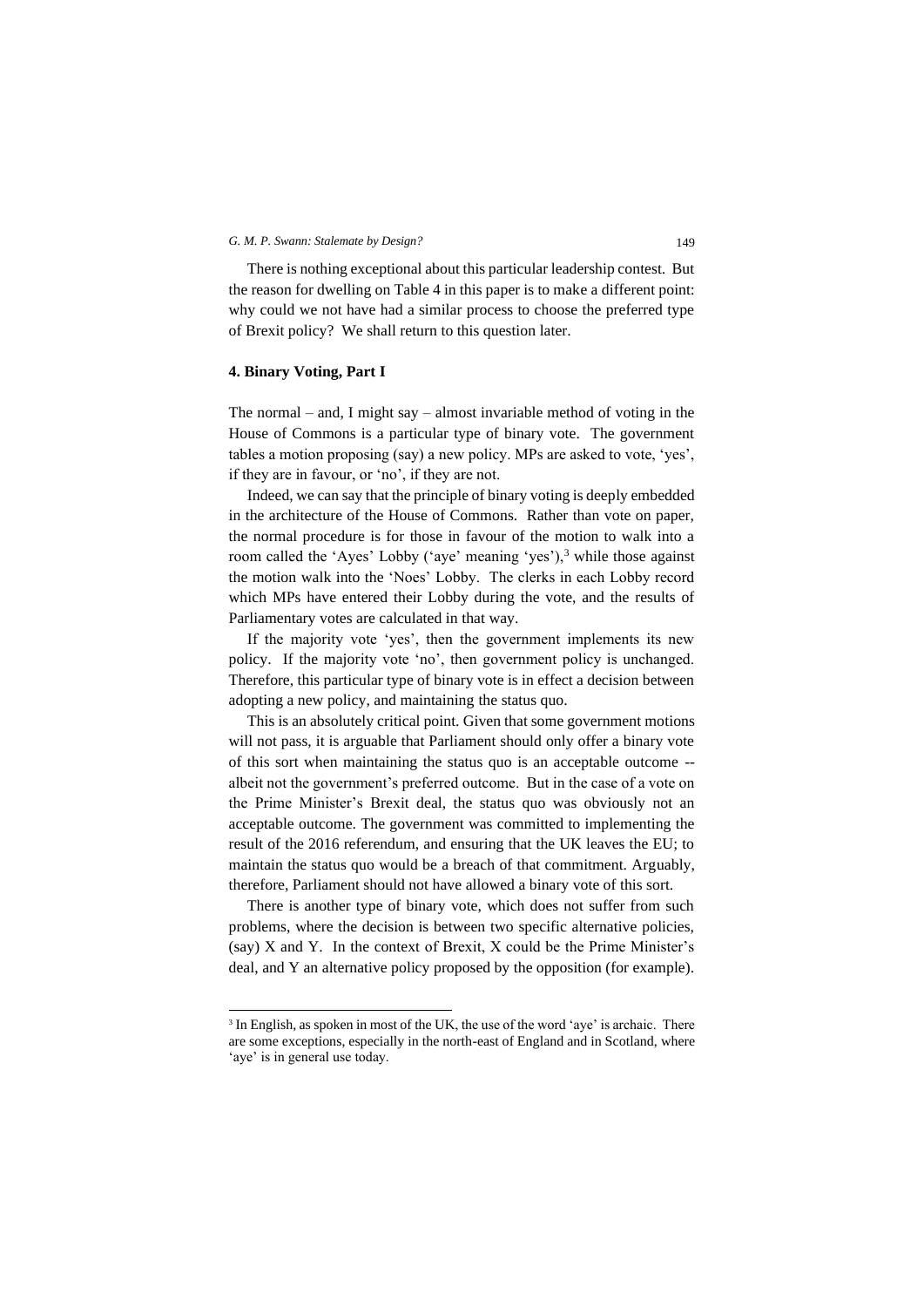There is nothing exceptional about this particular leadership contest. But the reason for dwelling on Table 4 in this paper is to make a different point: why could we not have had a similar process to choose the preferred type of Brexit policy? We shall return to this question later.

### 4. Binary Voting, Part I

The normal – and, I might say – almost invariable method of voting in the House of Commons is a particular type of binary vote. The government tables a motion proposing (say) a new policy. MPs are asked to vote, 'yes', if they are in favour, or 'no', if they are not.

Indeed, we can say that the principle of binary voting is deeply embedded in the architecture of the House of Commons. Rather than vote on paper, the normal procedure is for those in favour of the motion to walk into a room called the 'Ayes' Lobby ('aye' meaning 'yes'),[3] while those against the motion walk into the 'Noes' Lobby. The clerks in each Lobby record which MPs have entered their Lobby during the vote, and the results of Parliamentary votes are calculated in that way.

If the majority vote 'yes', then the government implements its new policy. If the majority vote 'no', then government policy is unchanged. Therefore, this particular type of binary vote is in effect a decision between adopting a new policy, and maintaining the status quo.

This is an absolutely critical point. Given that some government motions will not pass, it is arguable that Parliament should only offer a binary vote of this sort when maintaining the status quo is an acceptable outcome -- albeit not the government's preferred outcome. But in the case of a vote on the Prime Minister's Brexit deal, the status quo was obviously not an acceptable outcome. The government was committed to implementing the result of the 2016 referendum, and ensuring that the UK leaves the EU; to maintain the status quo would be a breach of that commitment. Arguably, therefore, Parliament should not have allowed a binary vote of this sort.

There is another type of binary vote, which does not suffer from such problems, where the decision is between two specific alternative policies, (say) X and Y. In the context of Brexit, X could be the Prime Minister's deal, and Y an alternative policy proposed by the opposition (for example).

---

[3] In English, as spoken in most of the UK, the use of the word 'aye' is archaic. There are some exceptions, especially in the north-east of England and in Scotland, where 'aye' is in general use today.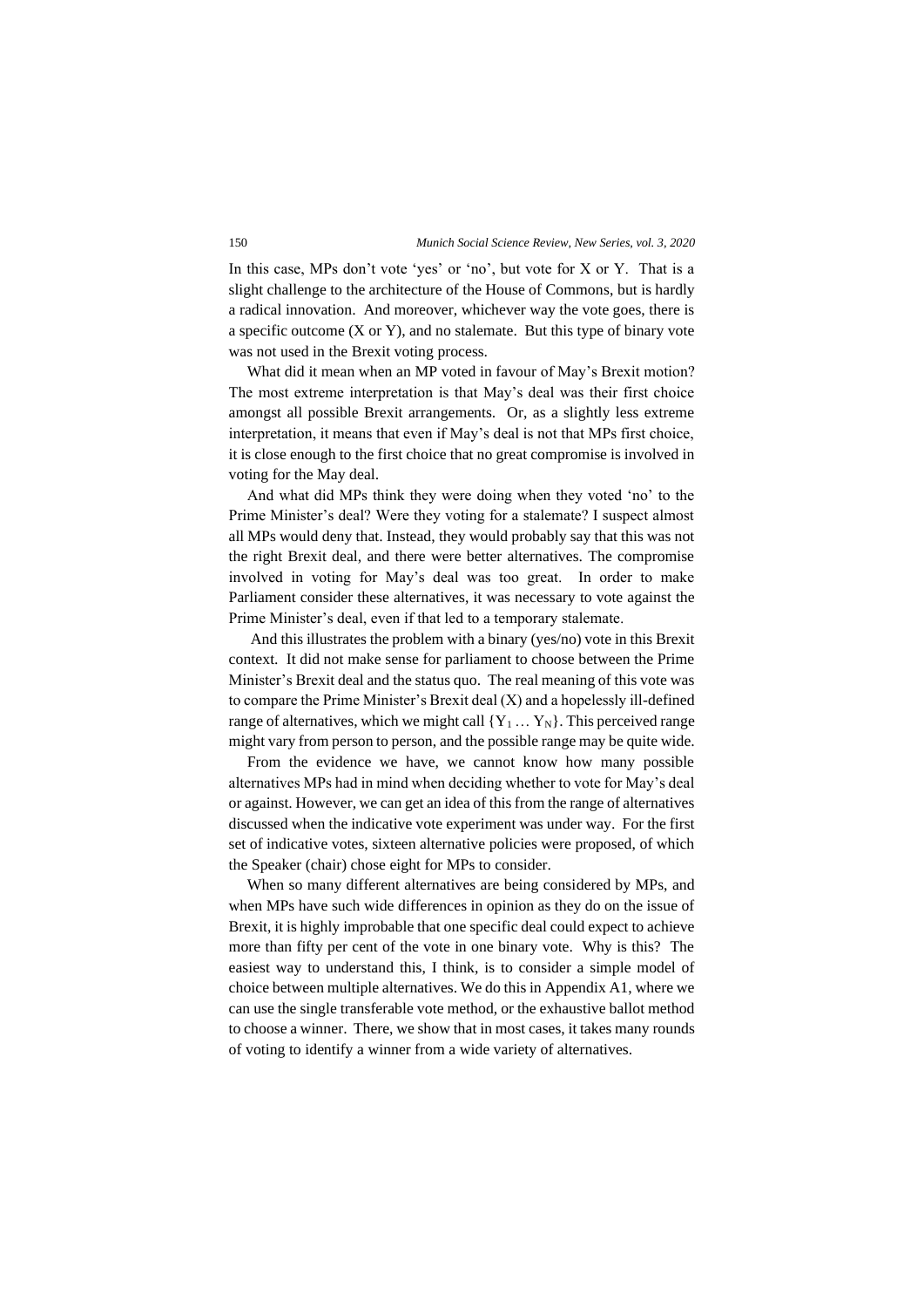In this case, MPs don't vote 'yes' or 'no', but vote for X or Y. That is a slight challenge to the architecture of the House of Commons, but is hardly a radical innovation. And moreover, whichever way the vote goes, there is a specific outcome (X or Y), and no stalemate. But this type of binary vote was not used in the Brexit voting process.

What did it mean when an MP voted in favour of May's Brexit motion? The most extreme interpretation is that May's deal was their first choice amongst all possible Brexit arrangements. Or, as a slightly less extreme interpretation, it means that even if May's deal is not that MPs first choice, it is close enough to the first choice that no great compromise is involved in voting for the May deal.

And what did MPs think they were doing when they voted 'no' to the Prime Minister's deal? Were they voting for a stalemate? I suspect almost all MPs would deny that. Instead, they would probably say that this was not the right Brexit deal, and there were better alternatives. The compromise involved in voting for May's deal was too great. In order to make Parliament consider these alternatives, it was necessary to vote against the Prime Minister's deal, even if that led to a temporary stalemate.

And this illustrates the problem with a binary (yes/no) vote in this Brexit context. It did not make sense for parliament to choose between the Prime Minister's Brexit deal and the status quo. The real meaning of this vote was to compare the Prime Minister's Brexit deal (X) and a hopelessly ill-defined range of alternatives, which we might call $\{Y_1 \ldots Y_N\}$. This perceived range might vary from person to person, and the possible range may be quite wide.

From the evidence we have, we cannot know how many possible alternatives MPs had in mind when deciding whether to vote for May's deal or against. However, we can get an idea of this from the range of alternatives discussed when the indicative vote experiment was under way. For the first set of indicative votes, sixteen alternative policies were proposed, of which the Speaker (chair) chose eight for MPs to consider.

When so many different alternatives are being considered by MPs, and when MPs have such wide differences in opinion as they do on the issue of Brexit, it is highly improbable that one specific deal could expect to achieve more than fifty per cent of the vote in one binary vote. Why is this? The easiest way to understand this, I think, is to consider a simple model of choice between multiple alternatives. We do this in Appendix A1, where we can use the single transferable vote method, or the exhaustive ballot method to choose a winner. There, we show that in most cases, it takes many rounds of voting to identify a winner from a wide variety of alternatives.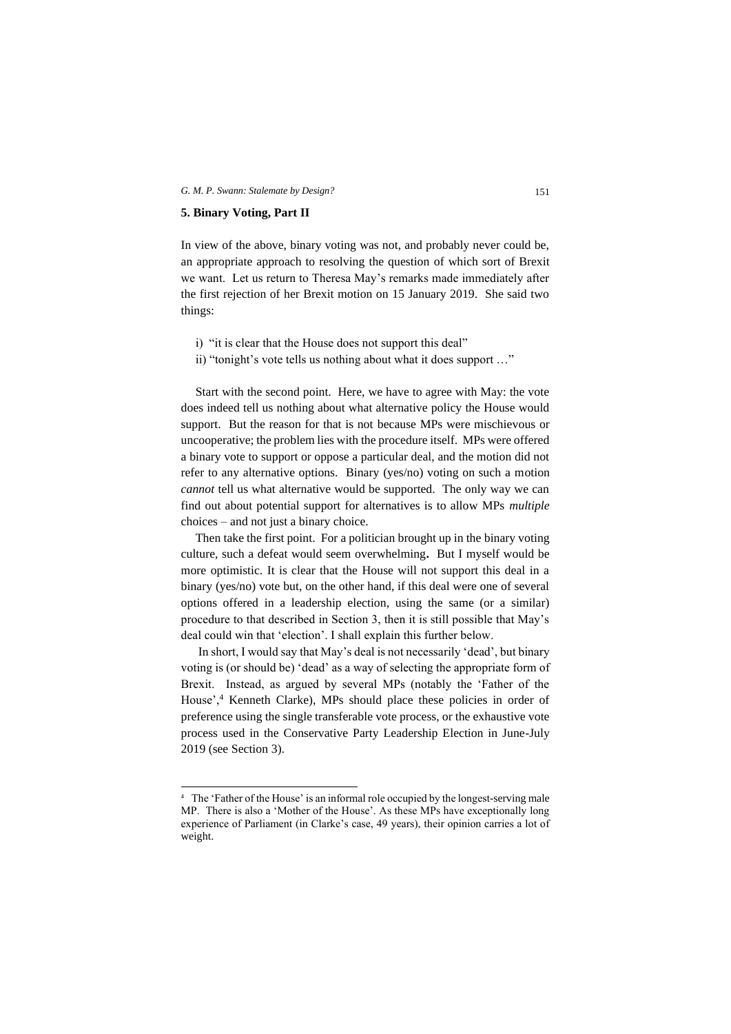## 5. Binary Voting, Part II

In view of the above, binary voting was not, and probably never could be, an appropriate approach to resolving the question of which sort of Brexit we want. Let us return to Theresa May's remarks made immediately after the first rejection of her Brexit motion on 15 January 2019. She said two things:

i) "it is clear that the House does not support this deal"
ii) "tonight's vote tells us nothing about what it does support …"

Start with the second point. Here, we have to agree with May: the vote does indeed tell us nothing about what alternative policy the House would support. But the reason for that is not because MPs were mischievous or uncooperative; the problem lies with the procedure itself. MPs were offered a binary vote to support or oppose a particular deal, and the motion did not refer to any alternative options. Binary (yes/no) voting on such a motion *cannot* tell us what alternative would be supported. The only way we can find out about potential support for alternatives is to allow MPs *multiple* choices – and not just a binary choice.

Then take the first point. For a politician brought up in the binary voting culture, such a defeat would seem overwhelming**.** But I myself would be more optimistic. It is clear that the House will not support this deal in a binary (yes/no) vote but, on the other hand, if this deal were one of several options offered in a leadership election, using the same (or a similar) procedure to that described in Section 3, then it is still possible that May's deal could win that 'election'. I shall explain this further below.

In short, I would say that May's deal is not necessarily 'dead', but binary voting is (or should be) 'dead' as a way of selecting the appropriate form of Brexit. Instead, as argued by several MPs (notably the 'Father of the House',[4] Kenneth Clarke), MPs should place these policies in order of preference using the single transferable vote process, or the exhaustive vote process used in the Conservative Party Leadership Election in June-July 2019 (see Section 3).

---

[4] The 'Father of the House' is an informal role occupied by the longest-serving male MP. There is also a 'Mother of the House'. As these MPs have exceptionally long experience of Parliament (in Clarke's case, 49 years), their opinion carries a lot of weight.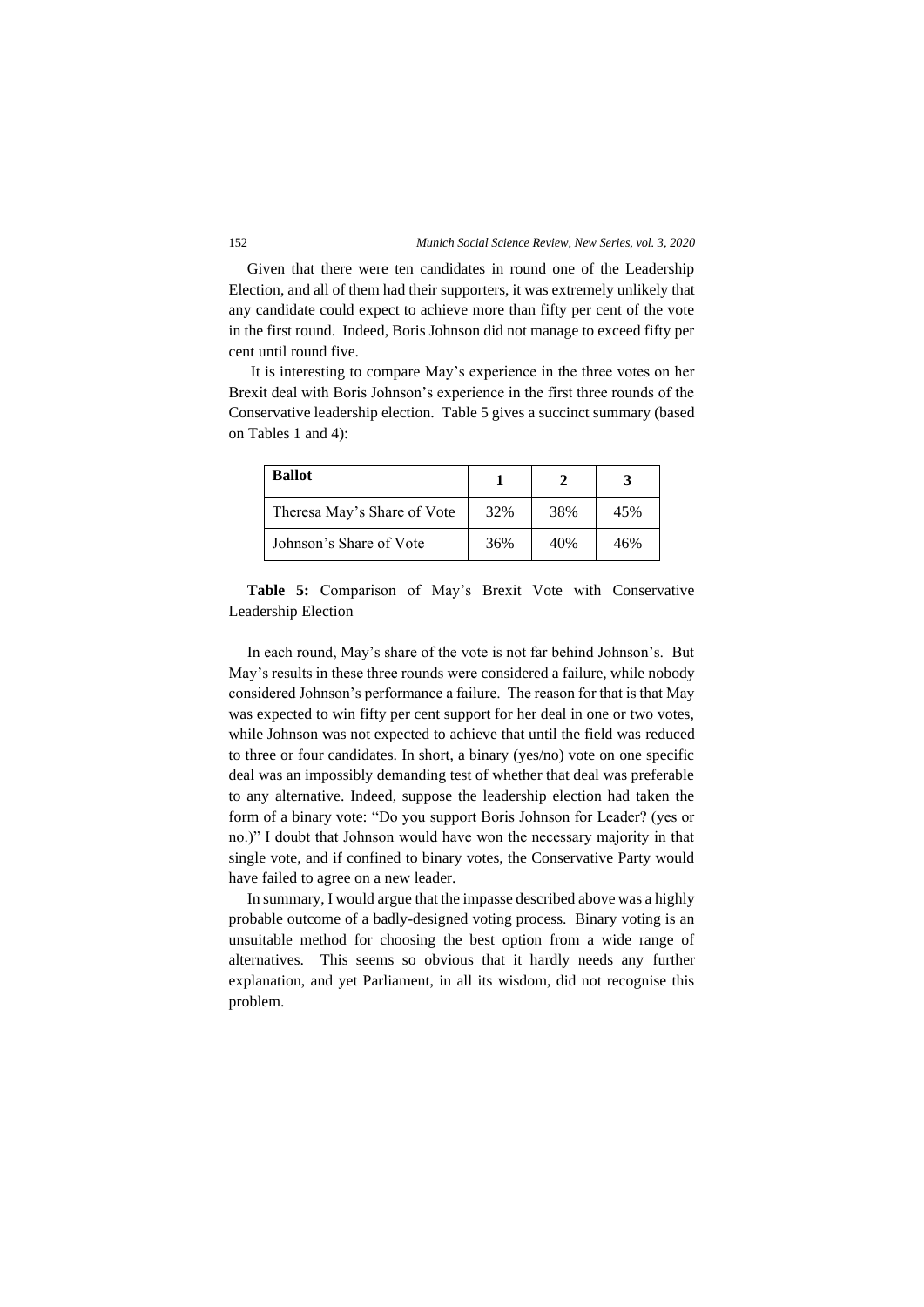Given that there were ten candidates in round one of the Leadership Election, and all of them had their supporters, it was extremely unlikely that any candidate could expect to achieve more than fifty per cent of the vote in the first round. Indeed, Boris Johnson did not manage to exceed fifty per cent until round five.

It is interesting to compare May's experience in the three votes on her Brexit deal with Boris Johnson's experience in the first three rounds of the Conservative leadership election. Table 5 gives a succinct summary (based on Tables 1 and 4):

| **Ballot** | **1** | **2** | **3** |
|---|---|---|---|
| Theresa May's Share of Vote | 32% | 38% | 45% |
| Johnson's Share of Vote | 36% | 40% | 46% |

**Table 5:** Comparison of May's Brexit Vote with Conservative Leadership Election

In each round, May's share of the vote is not far behind Johnson's. But May's results in these three rounds were considered a failure, while nobody considered Johnson's performance a failure. The reason for that is that May was expected to win fifty per cent support for her deal in one or two votes, while Johnson was not expected to achieve that until the field was reduced to three or four candidates. In short, a binary (yes/no) vote on one specific deal was an impossibly demanding test of whether that deal was preferable to any alternative. Indeed, suppose the leadership election had taken the form of a binary vote: "Do you support Boris Johnson for Leader? (yes or no.)" I doubt that Johnson would have won the necessary majority in that single vote, and if confined to binary votes, the Conservative Party would have failed to agree on a new leader.

In summary, I would argue that the impasse described above was a highly probable outcome of a badly-designed voting process. Binary voting is an unsuitable method for choosing the best option from a wide range of alternatives. This seems so obvious that it hardly needs any further explanation, and yet Parliament, in all its wisdom, did not recognise this problem.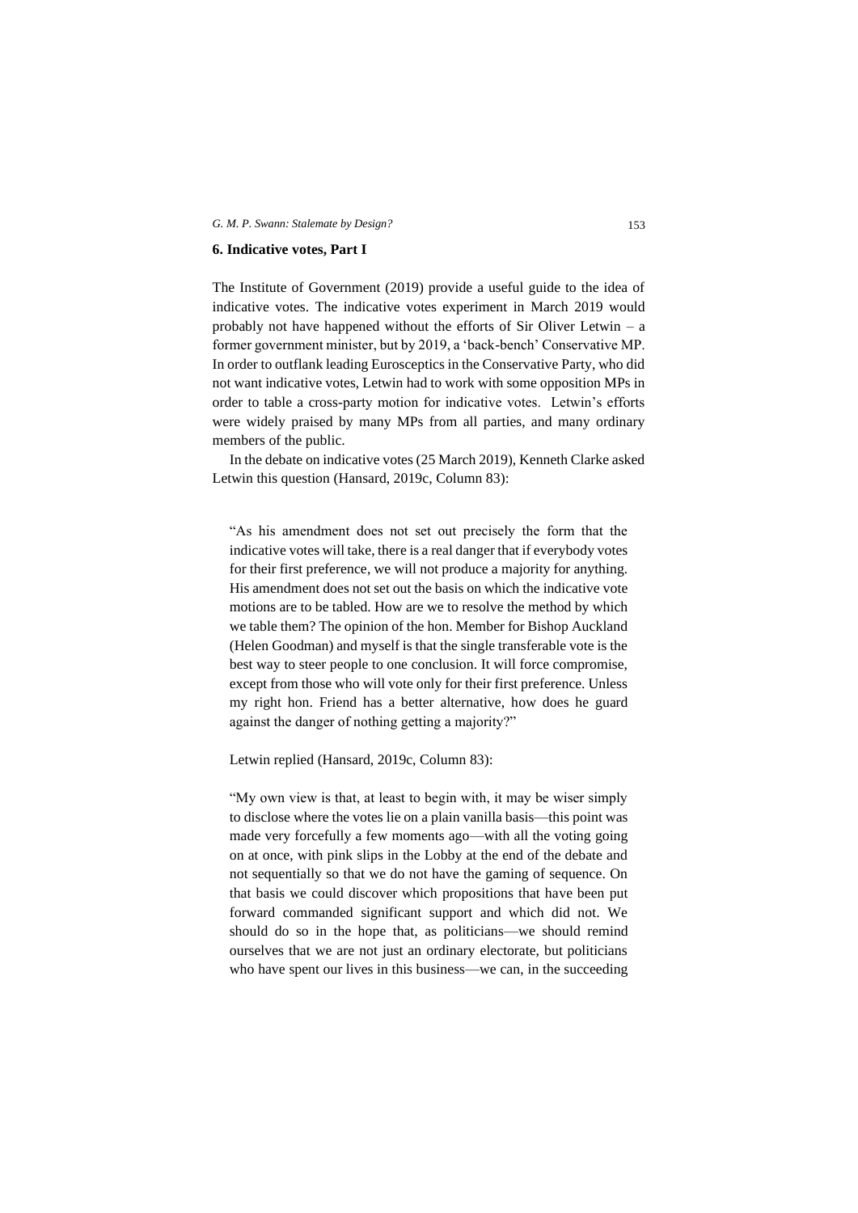## 6. Indicative votes, Part I

The Institute of Government (2019) provide a useful guide to the idea of indicative votes. The indicative votes experiment in March 2019 would probably not have happened without the efforts of Sir Oliver Letwin – a former government minister, but by 2019, a 'back-bench' Conservative MP. In order to outflank leading Eurosceptics in the Conservative Party, who did not want indicative votes, Letwin had to work with some opposition MPs in order to table a cross-party motion for indicative votes. Letwin's efforts were widely praised by many MPs from all parties, and many ordinary members of the public.

In the debate on indicative votes (25 March 2019), Kenneth Clarke asked Letwin this question (Hansard, 2019c, Column 83):

> "As his amendment does not set out precisely the form that the indicative votes will take, there is a real danger that if everybody votes for their first preference, we will not produce a majority for anything. His amendment does not set out the basis on which the indicative vote motions are to be tabled. How are we to resolve the method by which we table them? The opinion of the hon. Member for Bishop Auckland (Helen Goodman) and myself is that the single transferable vote is the best way to steer people to one conclusion. It will force compromise, except from those who will vote only for their first preference. Unless my right hon. Friend has a better alternative, how does he guard against the danger of nothing getting a majority?"

Letwin replied (Hansard, 2019c, Column 83):

> "My own view is that, at least to begin with, it may be wiser simply to disclose where the votes lie on a plain vanilla basis—this point was made very forcefully a few moments ago—with all the voting going on at once, with pink slips in the Lobby at the end of the debate and not sequentially so that we do not have the gaming of sequence. On that basis we could discover which propositions that have been put forward commanded significant support and which did not. We should do so in the hope that, as politicians—we should remind ourselves that we are not just an ordinary electorate, but politicians who have spent our lives in this business—we can, in the succeeding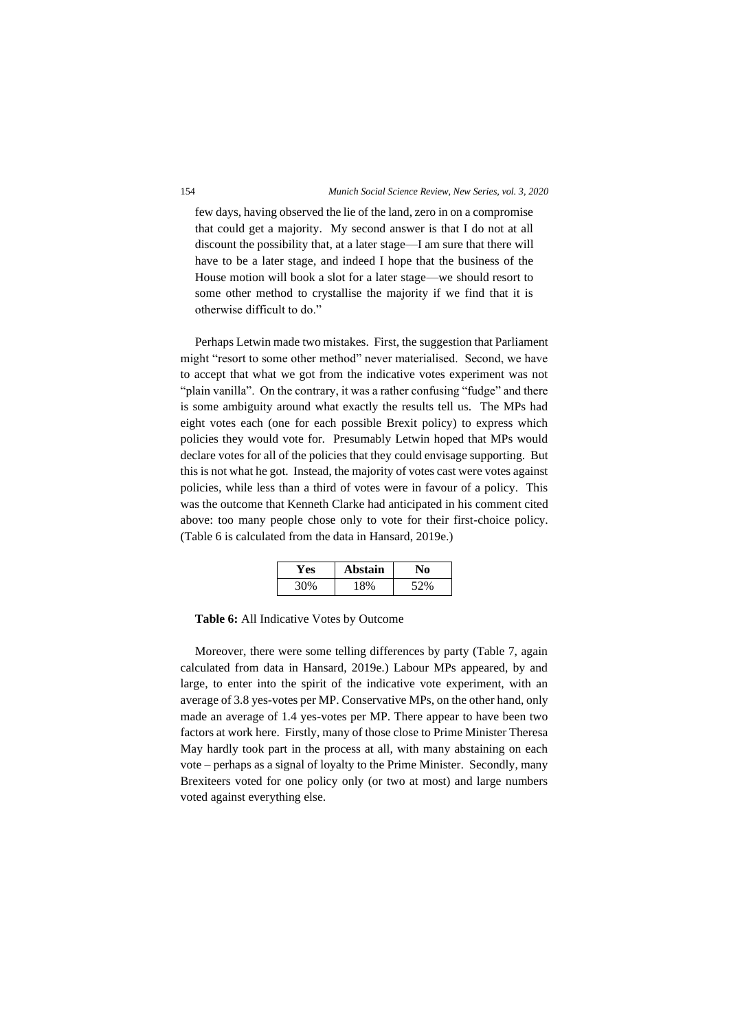few days, having observed the lie of the land, zero in on a compromise that could get a majority. My second answer is that I do not at all discount the possibility that, at a later stage—I am sure that there will have to be a later stage, and indeed I hope that the business of the House motion will book a slot for a later stage—we should resort to some other method to crystallise the majority if we find that it is otherwise difficult to do."

Perhaps Letwin made two mistakes. First, the suggestion that Parliament might "resort to some other method" never materialised. Second, we have to accept that what we got from the indicative votes experiment was not "plain vanilla". On the contrary, it was a rather confusing "fudge" and there is some ambiguity around what exactly the results tell us. The MPs had eight votes each (one for each possible Brexit policy) to express which policies they would vote for. Presumably Letwin hoped that MPs would declare votes for all of the policies that they could envisage supporting. But this is not what he got. Instead, the majority of votes cast were votes against policies, while less than a third of votes were in favour of a policy. This was the outcome that Kenneth Clarke had anticipated in his comment cited above: too many people chose only to vote for their first-choice policy. (Table 6 is calculated from the data in Hansard, 2019e.)

| Yes | Abstain | No |
|---|---|---|
| 30% | 18% | 52% |

**Table 6:** All Indicative Votes by Outcome

Moreover, there were some telling differences by party (Table 7, again calculated from data in Hansard, 2019e.) Labour MPs appeared, by and large, to enter into the spirit of the indicative vote experiment, with an average of 3.8 yes-votes per MP. Conservative MPs, on the other hand, only made an average of 1.4 yes-votes per MP. There appear to have been two factors at work here. Firstly, many of those close to Prime Minister Theresa May hardly took part in the process at all, with many abstaining on each vote – perhaps as a signal of loyalty to the Prime Minister. Secondly, many Brexiteers voted for one policy only (or two at most) and large numbers voted against everything else.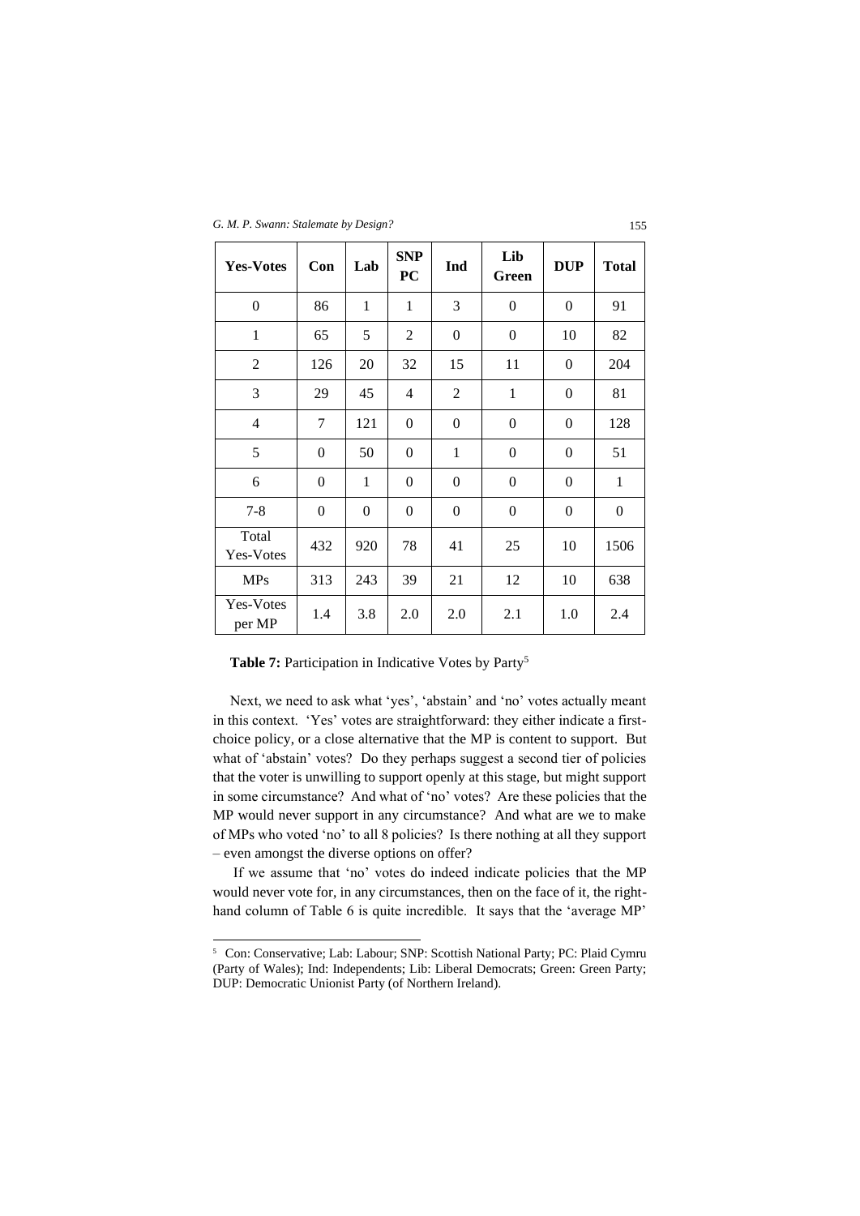| Yes-Votes | Con | Lab | SNP PC | Ind | Lib Green | DUP | Total |
|---|---|---|---|---|---|---|---|
| 0 | 86 | 1 | 1 | 3 | 0 | 0 | 91 |
| 1 | 65 | 5 | 2 | 0 | 0 | 10 | 82 |
| 2 | 126 | 20 | 32 | 15 | 11 | 0 | 204 |
| 3 | 29 | 45 | 4 | 2 | 1 | 0 | 81 |
| 4 | 7 | 121 | 0 | 0 | 0 | 0 | 128 |
| 5 | 0 | 50 | 0 | 1 | 0 | 0 | 51 |
| 6 | 0 | 1 | 0 | 0 | 0 | 0 | 1 |
| 7-8 | 0 | 0 | 0 | 0 | 0 | 0 | 0 |
| Total Yes-Votes | 432 | 920 | 78 | 41 | 25 | 10 | 1506 |
| MPs | 313 | 243 | 39 | 21 | 12 | 10 | 638 |
| Yes-Votes per MP | 1.4 | 3.8 | 2.0 | 2.0 | 2.1 | 1.0 | 2.4 |

**Table 7:** Participation in Indicative Votes by Party[5]

Next, we need to ask what 'yes', 'abstain' and 'no' votes actually meant in this context. 'Yes' votes are straightforward: they either indicate a first-choice policy, or a close alternative that the MP is content to support. But what of 'abstain' votes? Do they perhaps suggest a second tier of policies that the voter is unwilling to support openly at this stage, but might support in some circumstance? And what of 'no' votes? Are these policies that the MP would never support in any circumstance? And what are we to make of MPs who voted 'no' to all 8 policies? Is there nothing at all they support – even amongst the diverse options on offer?

If we assume that 'no' votes do indeed indicate policies that the MP would never vote for, in any circumstances, then on the face of it, the right-hand column of Table 6 is quite incredible. It says that the 'average MP'

[5] Con: Conservative; Lab: Labour; SNP: Scottish National Party; PC: Plaid Cymru (Party of Wales); Ind: Independents; Lib: Liberal Democrats; Green: Green Party; DUP: Democratic Unionist Party (of Northern Ireland).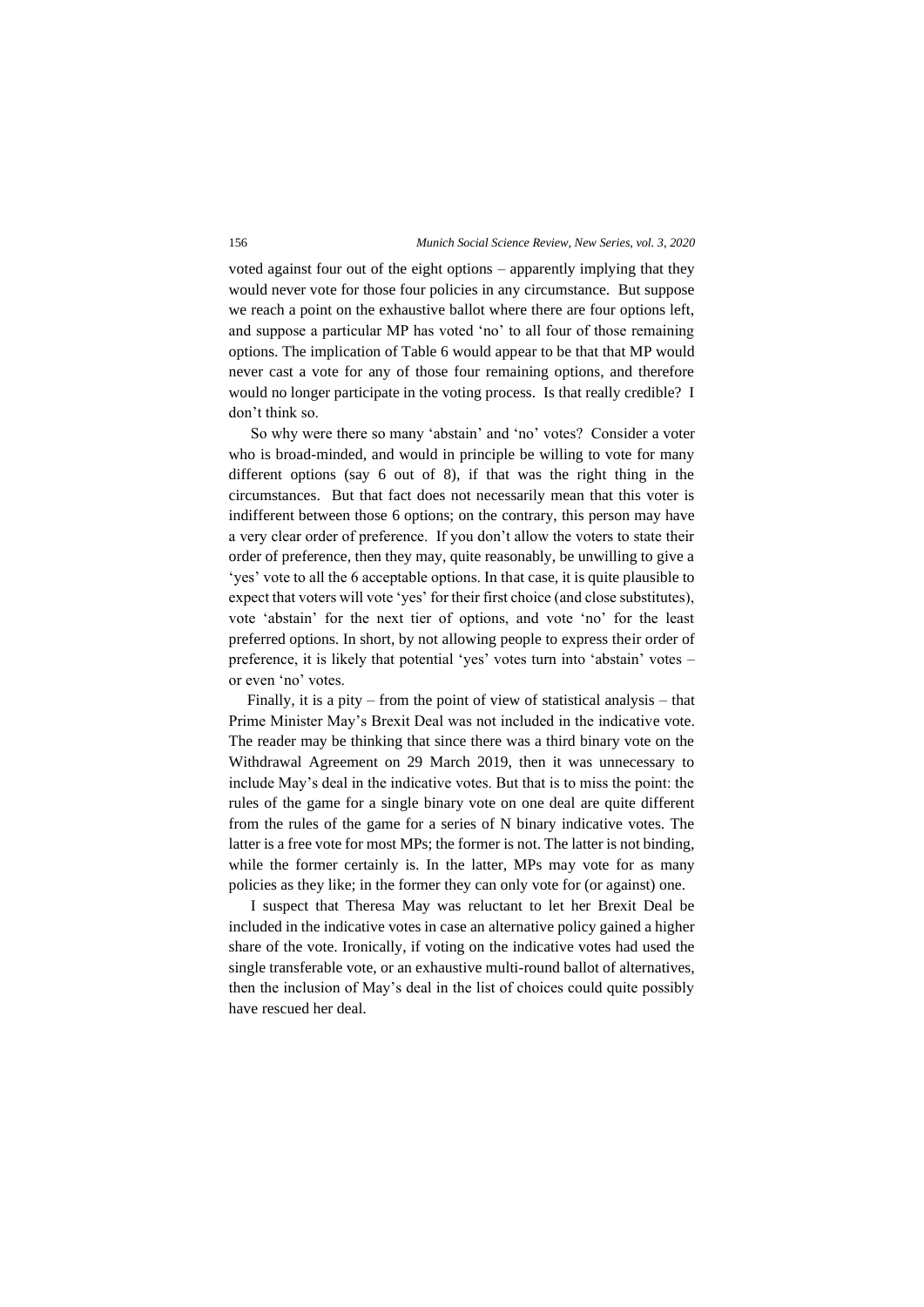voted against four out of the eight options – apparently implying that they would never vote for those four policies in any circumstance. But suppose we reach a point on the exhaustive ballot where there are four options left, and suppose a particular MP has voted 'no' to all four of those remaining options. The implication of Table 6 would appear to be that that MP would never cast a vote for any of those four remaining options, and therefore would no longer participate in the voting process. Is that really credible? I don't think so.

So why were there so many 'abstain' and 'no' votes? Consider a voter who is broad-minded, and would in principle be willing to vote for many different options (say 6 out of 8), if that was the right thing in the circumstances. But that fact does not necessarily mean that this voter is indifferent between those 6 options; on the contrary, this person may have a very clear order of preference. If you don't allow the voters to state their order of preference, then they may, quite reasonably, be unwilling to give a 'yes' vote to all the 6 acceptable options. In that case, it is quite plausible to expect that voters will vote 'yes' for their first choice (and close substitutes), vote 'abstain' for the next tier of options, and vote 'no' for the least preferred options. In short, by not allowing people to express their order of preference, it is likely that potential 'yes' votes turn into 'abstain' votes – or even 'no' votes.

Finally, it is a pity – from the point of view of statistical analysis – that Prime Minister May's Brexit Deal was not included in the indicative vote. The reader may be thinking that since there was a third binary vote on the Withdrawal Agreement on 29 March 2019, then it was unnecessary to include May's deal in the indicative votes. But that is to miss the point: the rules of the game for a single binary vote on one deal are quite different from the rules of the game for a series of N binary indicative votes. The latter is a free vote for most MPs; the former is not. The latter is not binding, while the former certainly is. In the latter, MPs may vote for as many policies as they like; in the former they can only vote for (or against) one.

I suspect that Theresa May was reluctant to let her Brexit Deal be included in the indicative votes in case an alternative policy gained a higher share of the vote. Ironically, if voting on the indicative votes had used the single transferable vote, or an exhaustive multi-round ballot of alternatives, then the inclusion of May's deal in the list of choices could quite possibly have rescued her deal.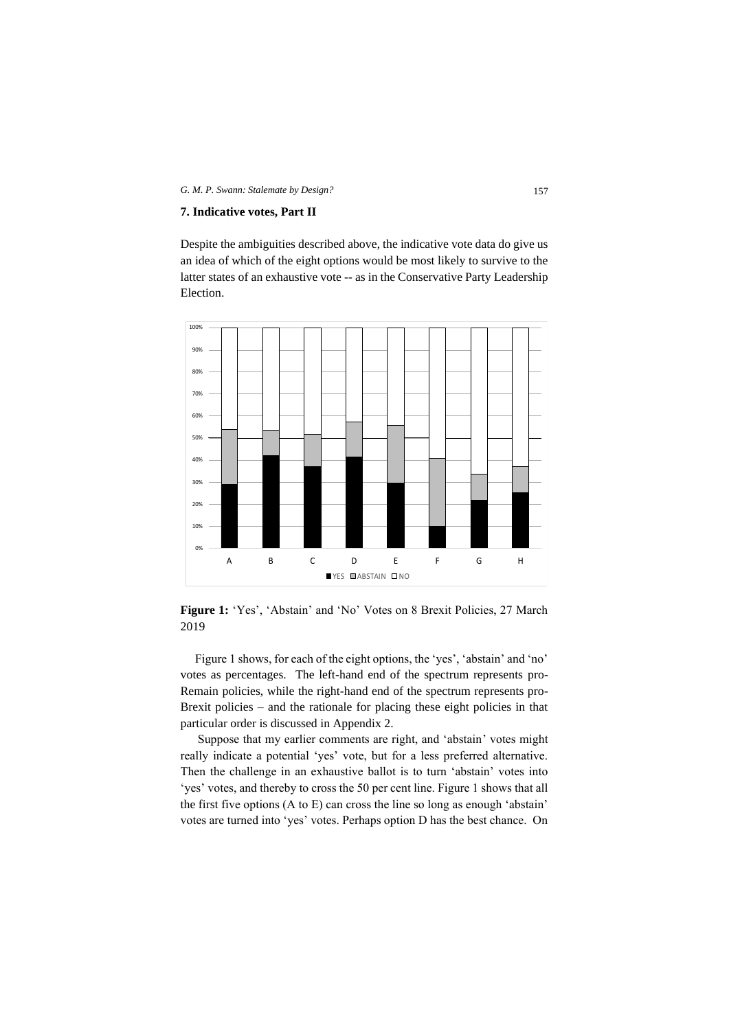## 7. Indicative votes, Part II

Despite the ambiguities described above, the indicative vote data do give us an idea of which of the eight options would be most likely to survive to the latter states of an exhaustive vote -- as in the Conservative Party Leadership Election.

**Figure 1:** 'Yes', 'Abstain' and 'No' Votes on 8 Brexit Policies, 27 March 2019

Figure 1 shows, for each of the eight options, the 'yes', 'abstain' and 'no' votes as percentages. The left-hand end of the spectrum represents pro-Remain policies, while the right-hand end of the spectrum represents pro-Brexit policies – and the rationale for placing these eight policies in that particular order is discussed in Appendix 2.

Suppose that my earlier comments are right, and 'abstain' votes might really indicate a potential 'yes' vote, but for a less preferred alternative. Then the challenge in an exhaustive ballot is to turn 'abstain' votes into 'yes' votes, and thereby to cross the 50 per cent line. Figure 1 shows that all the first five options (A to E) can cross the line so long as enough 'abstain' votes are turned into 'yes' votes. Perhaps option D has the best chance. On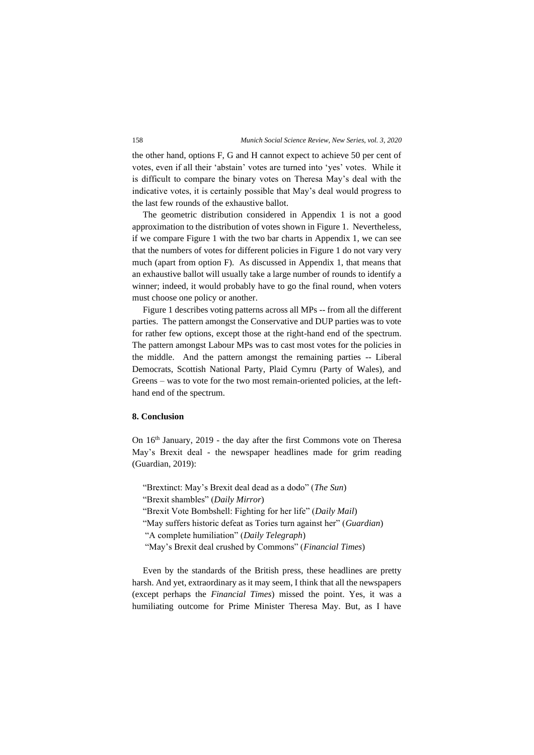the other hand, options F, G and H cannot expect to achieve 50 per cent of votes, even if all their 'abstain' votes are turned into 'yes' votes. While it is difficult to compare the binary votes on Theresa May's deal with the indicative votes, it is certainly possible that May's deal would progress to the last few rounds of the exhaustive ballot.

The geometric distribution considered in Appendix 1 is not a good approximation to the distribution of votes shown in Figure 1. Nevertheless, if we compare Figure 1 with the two bar charts in Appendix 1, we can see that the numbers of votes for different policies in Figure 1 do not vary very much (apart from option F). As discussed in Appendix 1, that means that an exhaustive ballot will usually take a large number of rounds to identify a winner; indeed, it would probably have to go the final round, when voters must choose one policy or another.

Figure 1 describes voting patterns across all MPs -- from all the different parties. The pattern amongst the Conservative and DUP parties was to vote for rather few options, except those at the right-hand end of the spectrum. The pattern amongst Labour MPs was to cast most votes for the policies in the middle. And the pattern amongst the remaining parties -- Liberal Democrats, Scottish National Party, Plaid Cymru (Party of Wales), and Greens – was to vote for the two most remain-oriented policies, at the left-hand end of the spectrum.

## 8. Conclusion

On 16th January, 2019 - the day after the first Commons vote on Theresa May's Brexit deal - the newspaper headlines made for grim reading (Guardian, 2019):

"Brextinct: May's Brexit deal dead as a dodo" (*The Sun*)
"Brexit shambles" (*Daily Mirror*)
"Brexit Vote Bombshell: Fighting for her life" (*Daily Mail*)
"May suffers historic defeat as Tories turn against her" (*Guardian*)
"A complete humiliation" (*Daily Telegraph*)
"May's Brexit deal crushed by Commons" (*Financial Times*)

Even by the standards of the British press, these headlines are pretty harsh. And yet, extraordinary as it may seem, I think that all the newspapers (except perhaps the *Financial Times*) missed the point. Yes, it was a humiliating outcome for Prime Minister Theresa May. But, as I have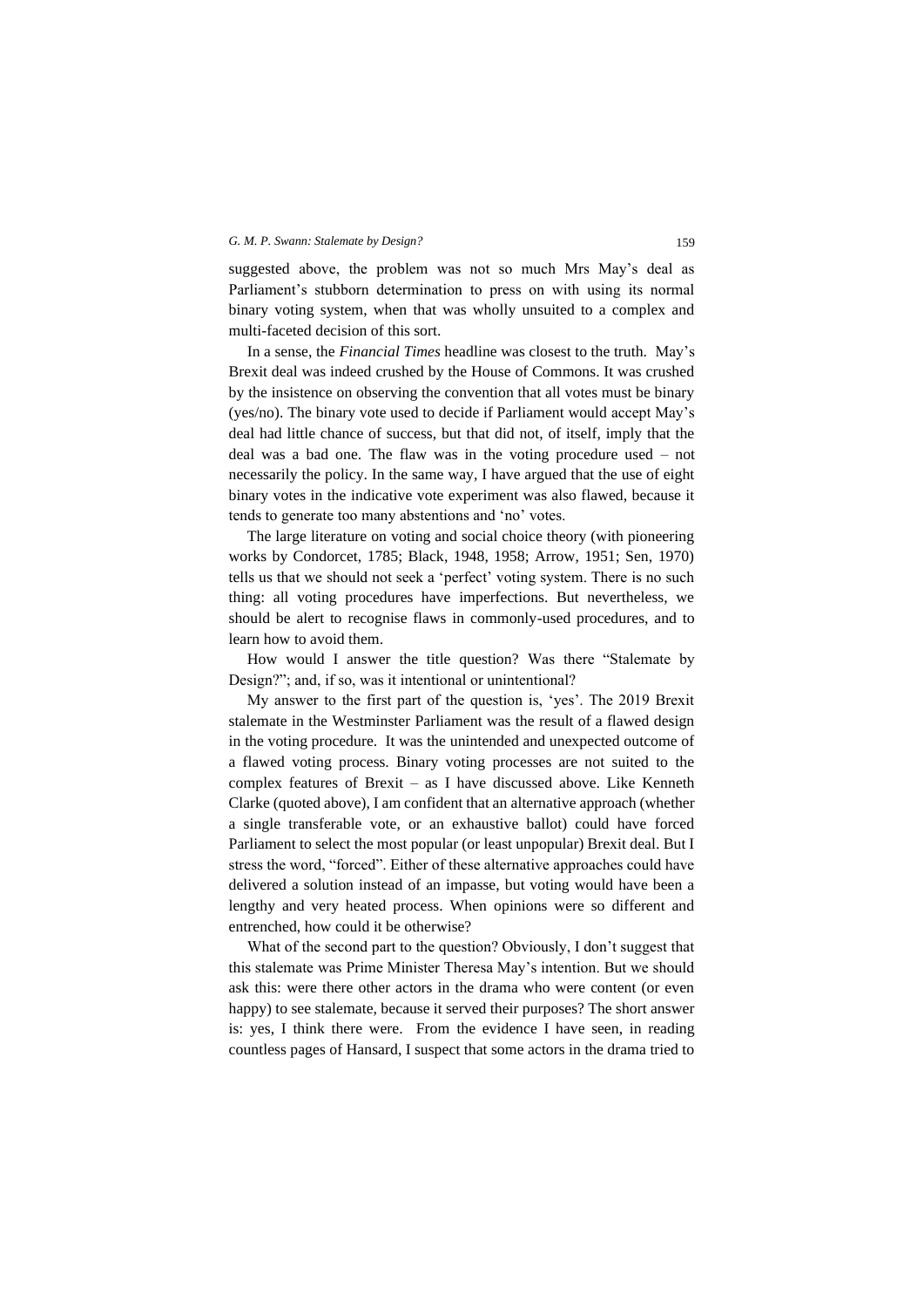suggested above, the problem was not so much Mrs May's deal as Parliament's stubborn determination to press on with using its normal binary voting system, when that was wholly unsuited to a complex and multi-faceted decision of this sort.

In a sense, the *Financial Times* headline was closest to the truth. May's Brexit deal was indeed crushed by the House of Commons. It was crushed by the insistence on observing the convention that all votes must be binary (yes/no). The binary vote used to decide if Parliament would accept May's deal had little chance of success, but that did not, of itself, imply that the deal was a bad one. The flaw was in the voting procedure used – not necessarily the policy. In the same way, I have argued that the use of eight binary votes in the indicative vote experiment was also flawed, because it tends to generate too many abstentions and 'no' votes.

The large literature on voting and social choice theory (with pioneering works by Condorcet, 1785; Black, 1948, 1958; Arrow, 1951; Sen, 1970) tells us that we should not seek a 'perfect' voting system. There is no such thing: all voting procedures have imperfections. But nevertheless, we should be alert to recognise flaws in commonly-used procedures, and to learn how to avoid them.

How would I answer the title question? Was there "Stalemate by Design?"; and, if so, was it intentional or unintentional?

My answer to the first part of the question is, 'yes'. The 2019 Brexit stalemate in the Westminster Parliament was the result of a flawed design in the voting procedure. It was the unintended and unexpected outcome of a flawed voting process. Binary voting processes are not suited to the complex features of Brexit – as I have discussed above. Like Kenneth Clarke (quoted above), I am confident that an alternative approach (whether a single transferable vote, or an exhaustive ballot) could have forced Parliament to select the most popular (or least unpopular) Brexit deal. But I stress the word, "forced". Either of these alternative approaches could have delivered a solution instead of an impasse, but voting would have been a lengthy and very heated process. When opinions were so different and entrenched, how could it be otherwise?

What of the second part to the question? Obviously, I don't suggest that this stalemate was Prime Minister Theresa May's intention. But we should ask this: were there other actors in the drama who were content (or even happy) to see stalemate, because it served their purposes? The short answer is: yes, I think there were. From the evidence I have seen, in reading countless pages of Hansard, I suspect that some actors in the drama tried to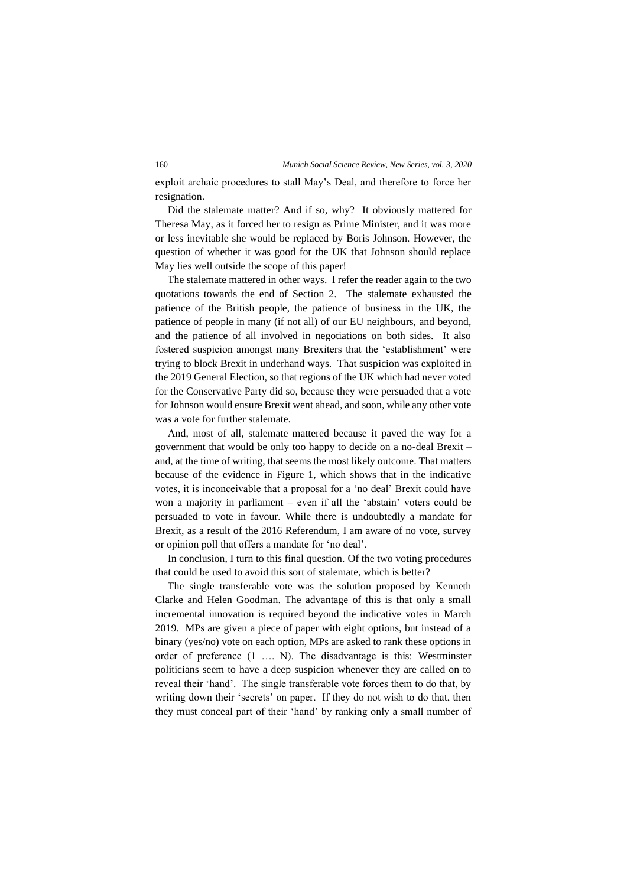exploit archaic procedures to stall May's Deal, and therefore to force her resignation.

Did the stalemate matter? And if so, why? It obviously mattered for Theresa May, as it forced her to resign as Prime Minister, and it was more or less inevitable she would be replaced by Boris Johnson. However, the question of whether it was good for the UK that Johnson should replace May lies well outside the scope of this paper!

The stalemate mattered in other ways. I refer the reader again to the two quotations towards the end of Section 2. The stalemate exhausted the patience of the British people, the patience of business in the UK, the patience of people in many (if not all) of our EU neighbours, and beyond, and the patience of all involved in negotiations on both sides. It also fostered suspicion amongst many Brexiters that the 'establishment' were trying to block Brexit in underhand ways. That suspicion was exploited in the 2019 General Election, so that regions of the UK which had never voted for the Conservative Party did so, because they were persuaded that a vote for Johnson would ensure Brexit went ahead, and soon, while any other vote was a vote for further stalemate.

And, most of all, stalemate mattered because it paved the way for a government that would be only too happy to decide on a no-deal Brexit – and, at the time of writing, that seems the most likely outcome. That matters because of the evidence in Figure 1, which shows that in the indicative votes, it is inconceivable that a proposal for a 'no deal' Brexit could have won a majority in parliament – even if all the 'abstain' voters could be persuaded to vote in favour. While there is undoubtedly a mandate for Brexit, as a result of the 2016 Referendum, I am aware of no vote, survey or opinion poll that offers a mandate for 'no deal'.

In conclusion, I turn to this final question. Of the two voting procedures that could be used to avoid this sort of stalemate, which is better?

The single transferable vote was the solution proposed by Kenneth Clarke and Helen Goodman. The advantage of this is that only a small incremental innovation is required beyond the indicative votes in March 2019. MPs are given a piece of paper with eight options, but instead of a binary (yes/no) vote on each option, MPs are asked to rank these options in order of preference (1 …. N). The disadvantage is this: Westminster politicians seem to have a deep suspicion whenever they are called on to reveal their 'hand'. The single transferable vote forces them to do that, by writing down their 'secrets' on paper. If they do not wish to do that, then they must conceal part of their 'hand' by ranking only a small number of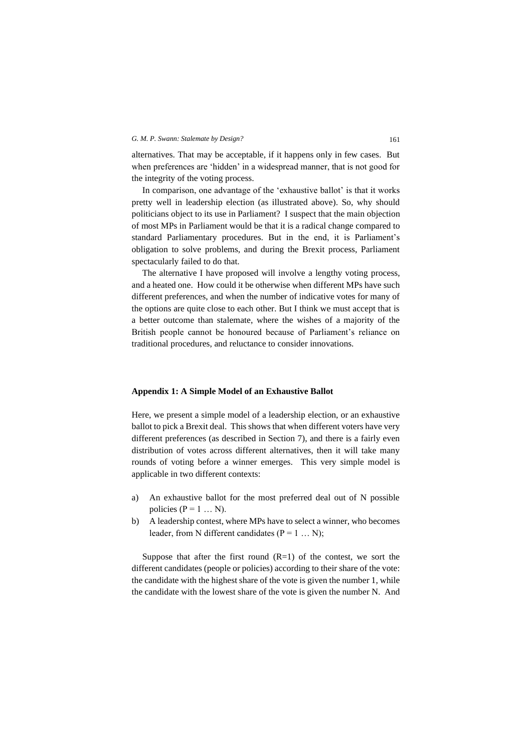alternatives. That may be acceptable, if it happens only in few cases. But when preferences are 'hidden' in a widespread manner, that is not good for the integrity of the voting process.

In comparison, one advantage of the 'exhaustive ballot' is that it works pretty well in leadership election (as illustrated above). So, why should politicians object to its use in Parliament? I suspect that the main objection of most MPs in Parliament would be that it is a radical change compared to standard Parliamentary procedures. But in the end, it is Parliament's obligation to solve problems, and during the Brexit process, Parliament spectacularly failed to do that.

The alternative I have proposed will involve a lengthy voting process, and a heated one. How could it be otherwise when different MPs have such different preferences, and when the number of indicative votes for many of the options are quite close to each other. But I think we must accept that is a better outcome than stalemate, where the wishes of a majority of the British people cannot be honoured because of Parliament's reliance on traditional procedures, and reluctance to consider innovations.

## Appendix 1: A Simple Model of an Exhaustive Ballot

Here, we present a simple model of a leadership election, or an exhaustive ballot to pick a Brexit deal. This shows that when different voters have very different preferences (as described in Section 7), and there is a fairly even distribution of votes across different alternatives, then it will take many rounds of voting before a winner emerges. This very simple model is applicable in two different contexts:

a) An exhaustive ballot for the most preferred deal out of N possible policies ($P = 1 \ldots N$).
b) A leadership contest, where MPs have to select a winner, who becomes leader, from N different candidates ($P = 1 \ldots N$);

Suppose that after the first round ($R=1$) of the contest, we sort the different candidates (people or policies) according to their share of the vote: the candidate with the highest share of the vote is given the number 1, while the candidate with the lowest share of the vote is given the number N. And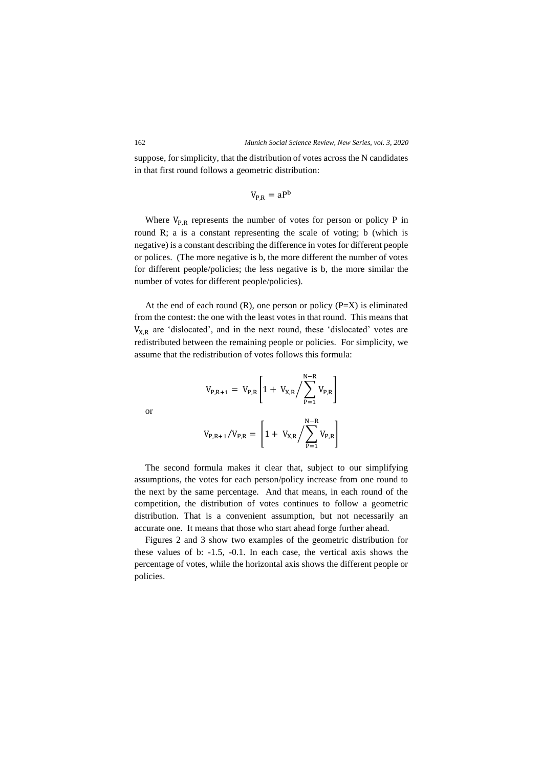suppose, for simplicity, that the distribution of votes across the N candidates in that first round follows a geometric distribution:

$$V_{P,R} = aP^{b}$$

Where $V_{P,R}$ represents the number of votes for person or policy P in round R; a is a constant representing the scale of voting; b (which is negative) is a constant describing the difference in votes for different people or polices. (The more negative is b, the more different the number of votes for different people/policies; the less negative is b, the more similar the number of votes for different people/policies).

At the end of each round (R), one person or policy (P=X) is eliminated from the contest: the one with the least votes in that round. This means that $V_{X,R}$ are 'dislocated', and in the next round, these 'dislocated' votes are redistributed between the remaining people or policies. For simplicity, we assume that the redistribution of votes follows this formula:

$$V_{P,R+1} = V_{P,R}\left[1 + V_{X,R}\Big/\sum_{P=1}^{N-R} V_{P,R}\right]$$

or

$$V_{P,R+1}/V_{P,R} = \left[1 + V_{X,R}\Big/\sum_{P=1}^{N-R} V_{P,R}\right]$$

The second formula makes it clear that, subject to our simplifying assumptions, the votes for each person/policy increase from one round to the next by the same percentage. And that means, in each round of the competition, the distribution of votes continues to follow a geometric distribution. That is a convenient assumption, but not necessarily an accurate one. It means that those who start ahead forge further ahead.

Figures 2 and 3 show two examples of the geometric distribution for these values of b: -1.5, -0.1. In each case, the vertical axis shows the percentage of votes, while the horizontal axis shows the different people or policies.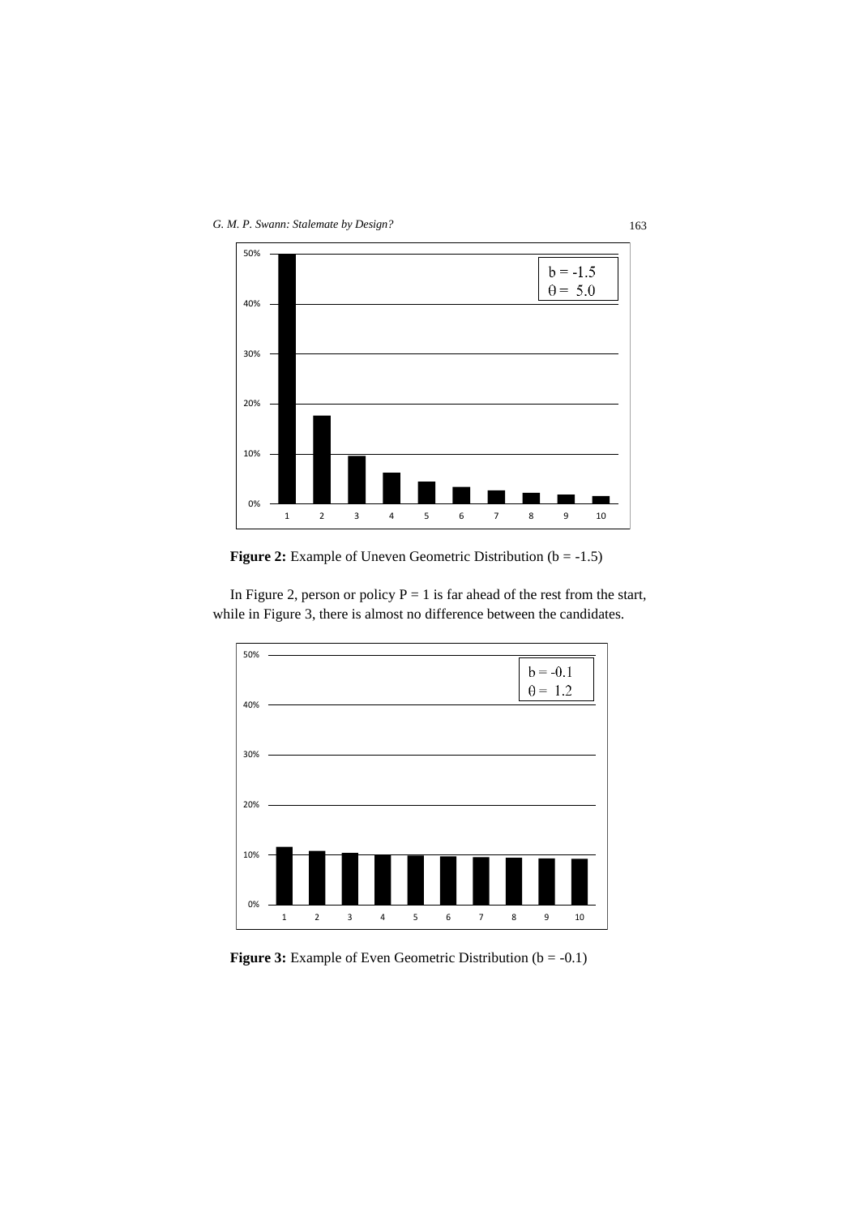**Figure 2:** Example of Uneven Geometric Distribution (b = -1.5)

In Figure 2, person or policy P = 1 is far ahead of the rest from the start, while in Figure 3, there is almost no difference between the candidates.

**Figure 3:** Example of Even Geometric Distribution (b = -0.1)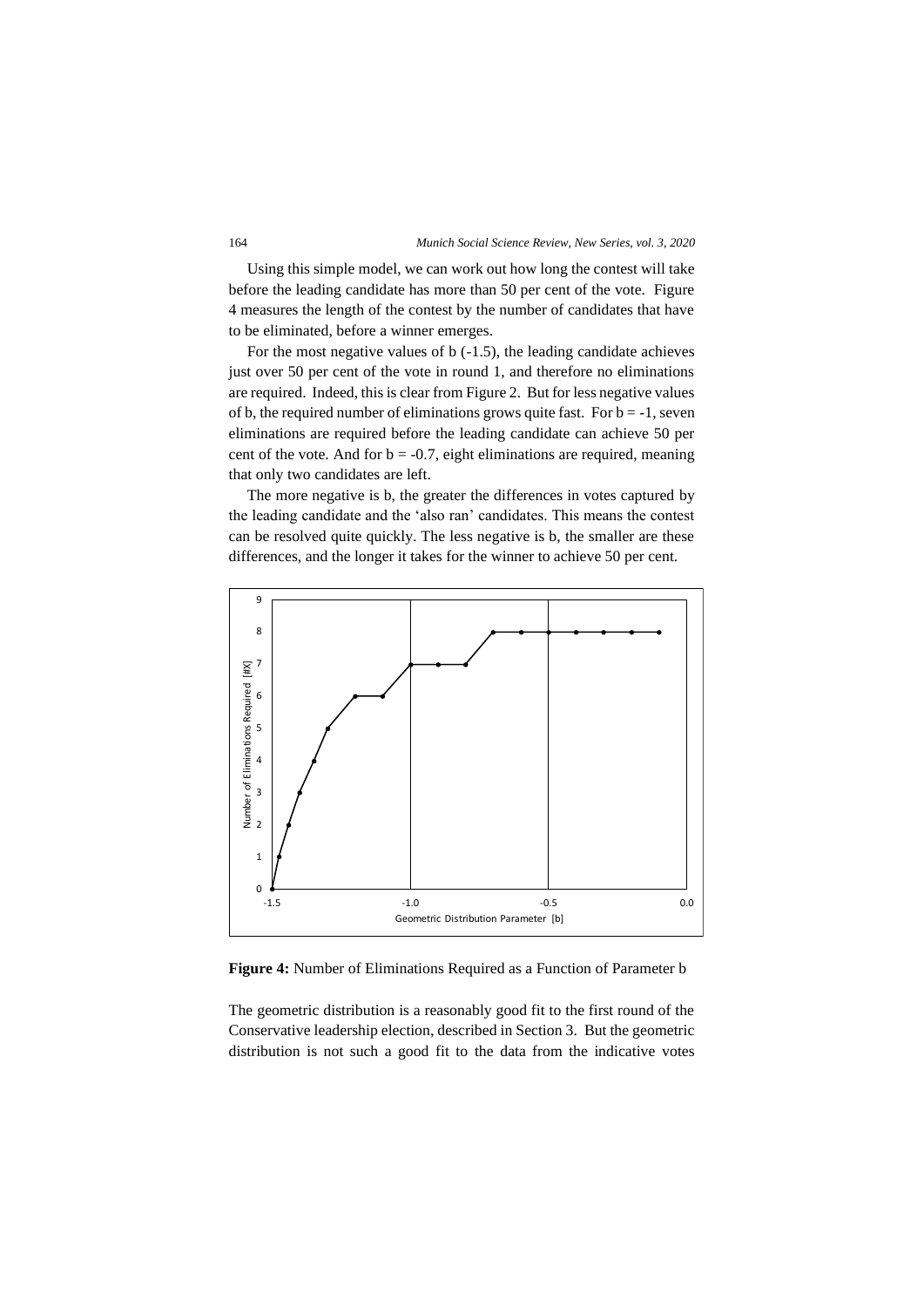Using this simple model, we can work out how long the contest will take before the leading candidate has more than 50 per cent of the vote. Figure 4 measures the length of the contest by the number of candidates that have to be eliminated, before a winner emerges.

For the most negative values of b (-1.5), the leading candidate achieves just over 50 per cent of the vote in round 1, and therefore no eliminations are required. Indeed, this is clear from Figure 2. But for less negative values of b, the required number of eliminations grows quite fast. For b = -1, seven eliminations are required before the leading candidate can achieve 50 per cent of the vote. And for b = -0.7, eight eliminations are required, meaning that only two candidates are left.

The more negative is b, the greater the differences in votes captured by the leading candidate and the 'also ran' candidates. This means the contest can be resolved quite quickly. The less negative is b, the smaller are these differences, and the longer it takes for the winner to achieve 50 per cent.

**Figure 4:** Number of Eliminations Required as a Function of Parameter b

The geometric distribution is a reasonably good fit to the first round of the Conservative leadership election, described in Section 3. But the geometric distribution is not such a good fit to the data from the indicative votes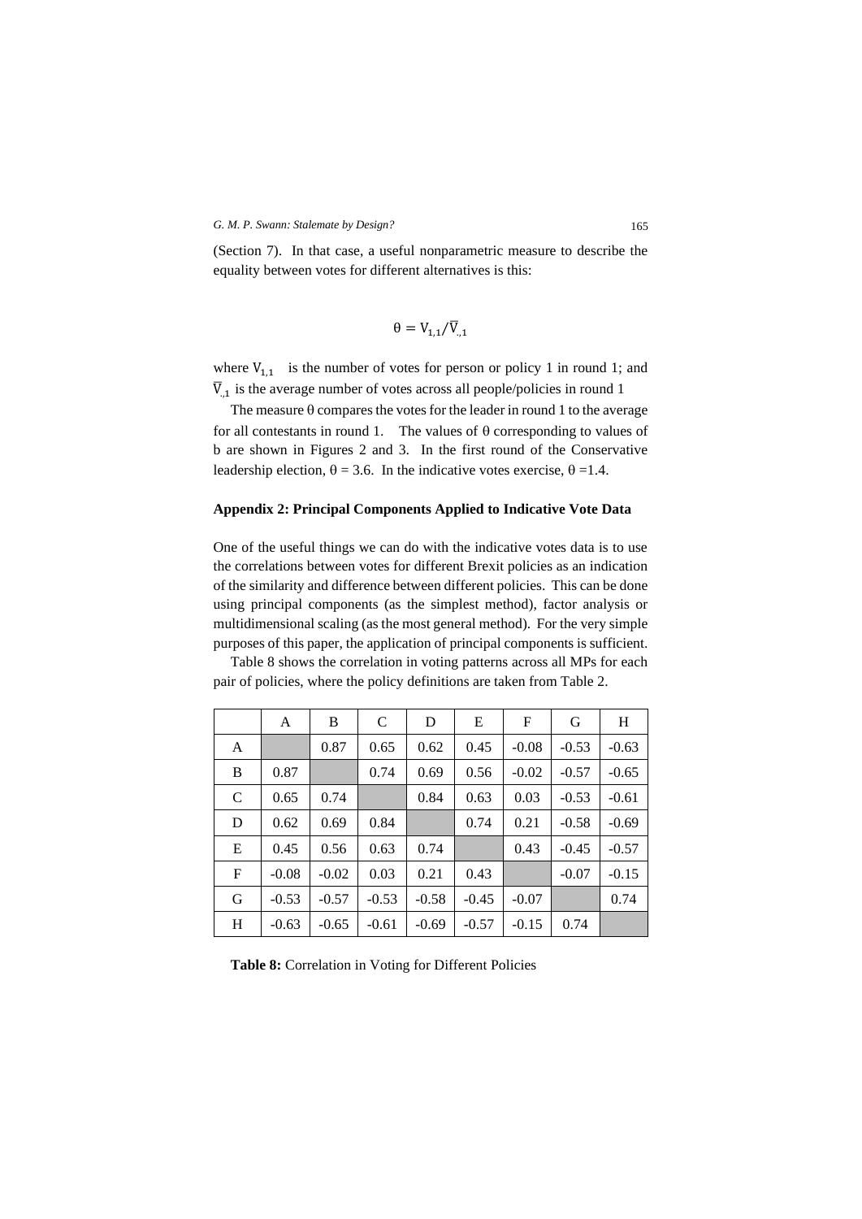(Section 7). In that case, a useful nonparametric measure to describe the equality between votes for different alternatives is this:

$$\theta = V_{1,1}/\overline{V}_{.,1}$$

where $V_{1,1}$ is the number of votes for person or policy 1 in round 1; and $\overline{V}_{.,1}$ is the average number of votes across all people/policies in round 1

The measure θ compares the votes for the leader in round 1 to the average for all contestants in round 1. The values of θ corresponding to values of b are shown in Figures 2 and 3. In the first round of the Conservative leadership election, θ = 3.6. In the indicative votes exercise, θ =1.4.

## Appendix 2: Principal Components Applied to Indicative Vote Data

One of the useful things we can do with the indicative votes data is to use the correlations between votes for different Brexit policies as an indication of the similarity and difference between different policies. This can be done using principal components (as the simplest method), factor analysis or multidimensional scaling (as the most general method). For the very simple purposes of this paper, the application of principal components is sufficient.

Table 8 shows the correlation in voting patterns across all MPs for each pair of policies, where the policy definitions are taken from Table 2.

| | A | B | C | D | E | F | G | H |
|---|---|---|---|---|---|---|---|---|
| A | | 0.87 | 0.65 | 0.62 | 0.45 | -0.08 | -0.53 | -0.63 |
| B | 0.87 | | 0.74 | 0.69 | 0.56 | -0.02 | -0.57 | -0.65 |
| C | 0.65 | 0.74 | | 0.84 | 0.63 | 0.03 | -0.53 | -0.61 |
| D | 0.62 | 0.69 | 0.84 | | 0.74 | 0.21 | -0.58 | -0.69 |
| E | 0.45 | 0.56 | 0.63 | 0.74 | | 0.43 | -0.45 | -0.57 |
| F | -0.08 | -0.02 | 0.03 | 0.21 | 0.43 | | -0.07 | -0.15 |
| G | -0.53 | -0.57 | -0.53 | -0.58 | -0.45 | -0.07 | | 0.74 |
| H | -0.63 | -0.65 | -0.61 | -0.69 | -0.57 | -0.15 | 0.74 | |

**Table 8:** Correlation in Voting for Different Policies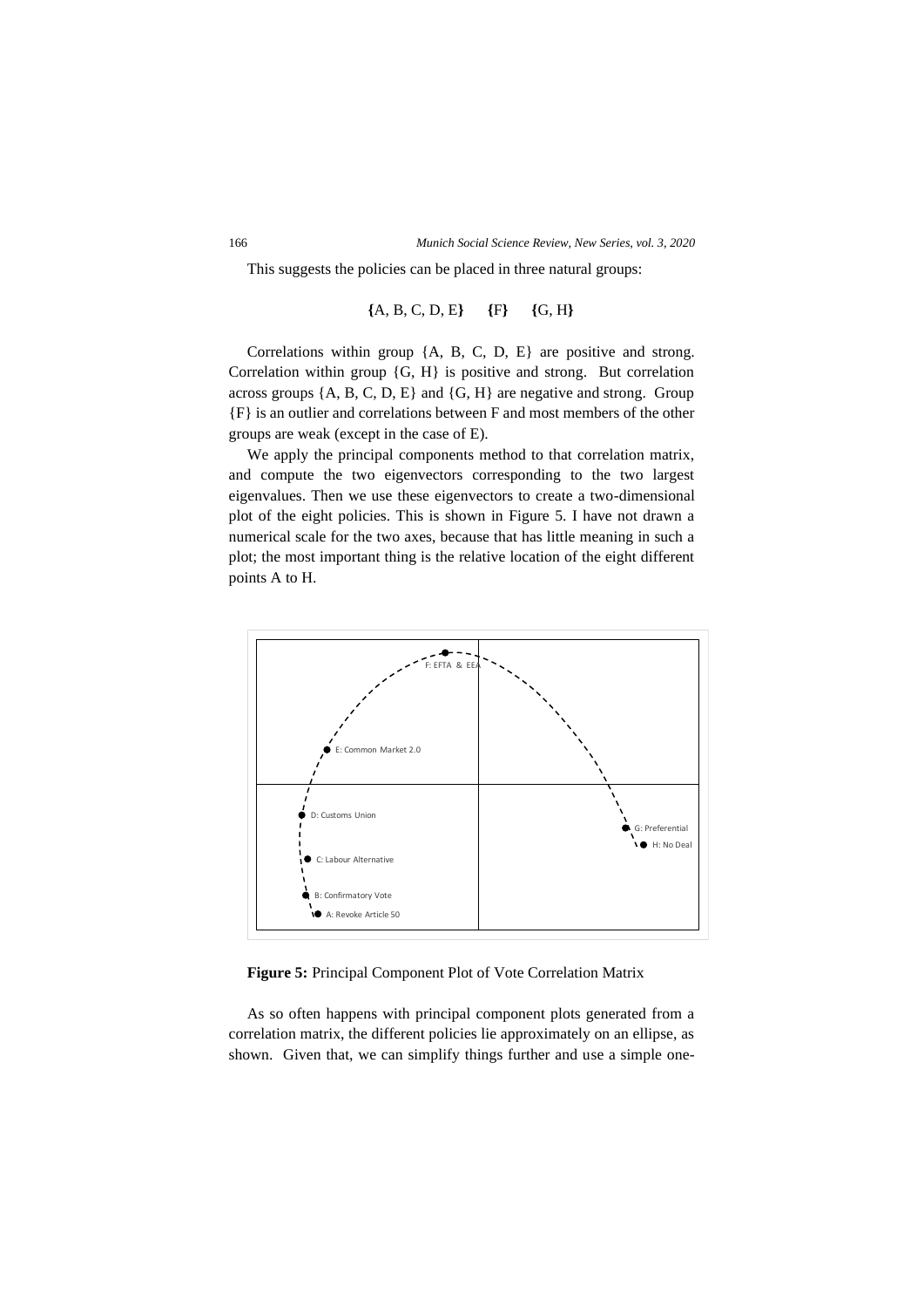This suggests the policies can be placed in three natural groups:

**{**A, B, C, D, E**}**  **{**F**}**  **{**G, H**}**

Correlations within group {A, B, C, D, E} are positive and strong. Correlation within group {G, H} is positive and strong. But correlation across groups {A, B, C, D, E} and {G, H} are negative and strong. Group {F} is an outlier and correlations between F and most members of the other groups are weak (except in the case of E).

We apply the principal components method to that correlation matrix, and compute the two eigenvectors corresponding to the two largest eigenvalues. Then we use these eigenvectors to create a two-dimensional plot of the eight policies. This is shown in Figure 5. I have not drawn a numerical scale for the two axes, because that has little meaning in such a plot; the most important thing is the relative location of the eight different points A to H.

F: EFTA & EEA

E: Common Market 2.0

D: Customs Union

C: Labour Alternative

B: Confirmatory Vote

A: Revoke Article 50

G: Preferential

H: No Deal

**Figure 5:** Principal Component Plot of Vote Correlation Matrix

As so often happens with principal component plots generated from a correlation matrix, the different policies lie approximately on an ellipse, as shown. Given that, we can simplify things further and use a simple one-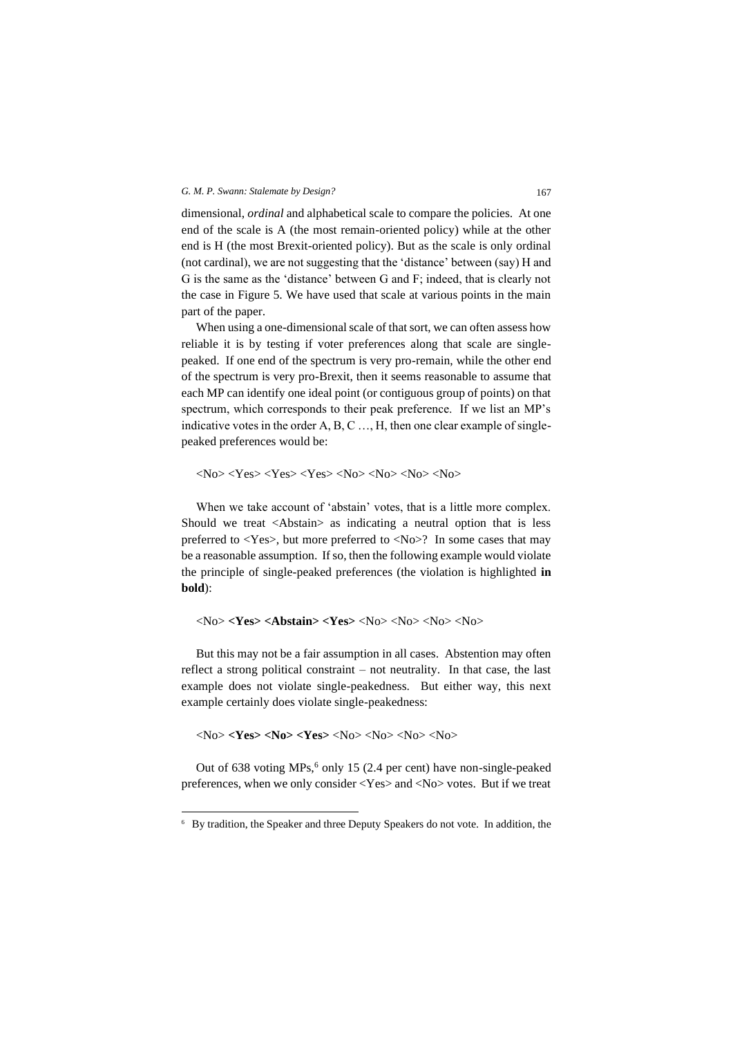dimensional, *ordinal* and alphabetical scale to compare the policies. At one end of the scale is A (the most remain-oriented policy) while at the other end is H (the most Brexit-oriented policy). But as the scale is only ordinal (not cardinal), we are not suggesting that the 'distance' between (say) H and G is the same as the 'distance' between G and F; indeed, that is clearly not the case in Figure 5. We have used that scale at various points in the main part of the paper.

When using a one-dimensional scale of that sort, we can often assess how reliable it is by testing if voter preferences along that scale are single-peaked. If one end of the spectrum is very pro-remain, while the other end of the spectrum is very pro-Brexit, then it seems reasonable to assume that each MP can identify one ideal point (or contiguous group of points) on that spectrum, which corresponds to their peak preference. If we list an MP's indicative votes in the order A, B, C …, H, then one clear example of single-peaked preferences would be:

<No> <Yes> <Yes> <Yes> <No> <No> <No> <No>

When we take account of 'abstain' votes, that is a little more complex. Should we treat <Abstain> as indicating a neutral option that is less preferred to <Yes>, but more preferred to <No>? In some cases that may be a reasonable assumption. If so, then the following example would violate the principle of single-peaked preferences (the violation is highlighted **in bold**):

<No> **<Yes> <Abstain> <Yes>** <No> <No> <No> <No>

But this may not be a fair assumption in all cases. Abstention may often reflect a strong political constraint – not neutrality. In that case, the last example does not violate single-peakedness. But either way, this next example certainly does violate single-peakedness:

<No> **<Yes> <No> <Yes>** <No> <No> <No> <No>

Out of 638 voting MPs,[6] only 15 (2.4 per cent) have non-single-peaked preferences, when we only consider <Yes> and <No> votes. But if we treat

[6] By tradition, the Speaker and three Deputy Speakers do not vote. In addition, the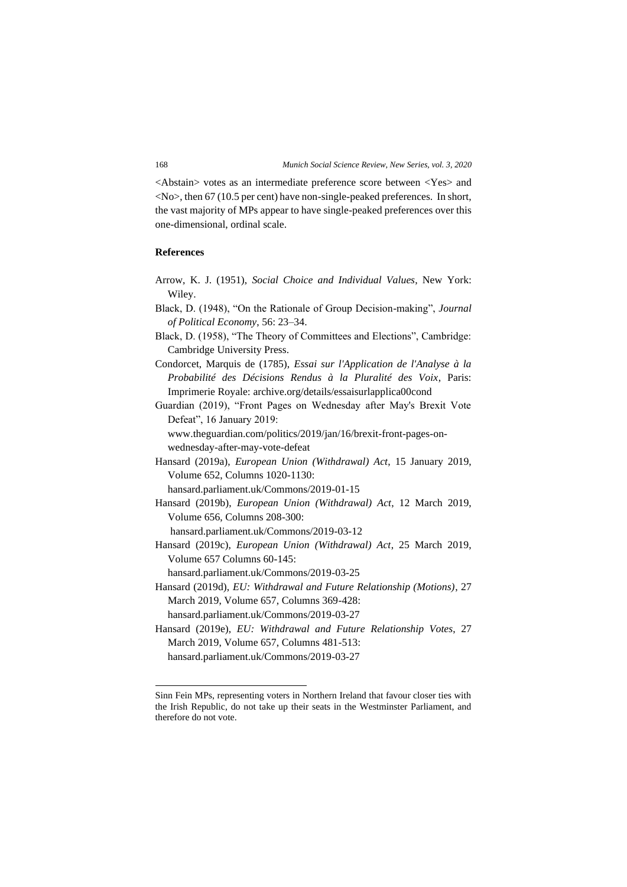<Abstain> votes as an intermediate preference score between <Yes> and <No>, then 67 (10.5 per cent) have non-single-peaked preferences. In short, the vast majority of MPs appear to have single-peaked preferences over this one-dimensional, ordinal scale.

## References

Arrow, K. J. (1951), *Social Choice and Individual Values*, New York: Wiley.

Black, D. (1948), "On the Rationale of Group Decision-making", *Journal of Political Economy*, 56: 23–34.

Black, D. (1958), "The Theory of Committees and Elections", Cambridge: Cambridge University Press.

Condorcet, Marquis de (1785), *Essai sur l'Application de l'Analyse à la Probabilité des Décisions Rendus à la Pluralité des Voix*, Paris: Imprimerie Royale: archive.org/details/essaisurlapplica00cond

Guardian (2019), "Front Pages on Wednesday after May's Brexit Vote Defeat", 16 January 2019: www.theguardian.com/politics/2019/jan/16/brexit-front-pages-on-wednesday-after-may-vote-defeat

Hansard (2019a), *European Union (Withdrawal) Act*, 15 January 2019, Volume 652, Columns 1020-1130: hansard.parliament.uk/Commons/2019-01-15

Hansard (2019b), *European Union (Withdrawal) Act*, 12 March 2019, Volume 656, Columns 208-300: hansard.parliament.uk/Commons/2019-03-12

Hansard (2019c), *European Union (Withdrawal) Act*, 25 March 2019, Volume 657 Columns 60-145: hansard.parliament.uk/Commons/2019-03-25

Hansard (2019d), *EU: Withdrawal and Future Relationship (Motions)*, 27 March 2019, Volume 657, Columns 369-428: hansard.parliament.uk/Commons/2019-03-27

Hansard (2019e), *EU: Withdrawal and Future Relationship Votes*, 27 March 2019, Volume 657, Columns 481-513: hansard.parliament.uk/Commons/2019-03-27

---

Sinn Fein MPs, representing voters in Northern Ireland that favour closer ties with the Irish Republic, do not take up their seats in the Westminster Parliament, and therefore do not vote.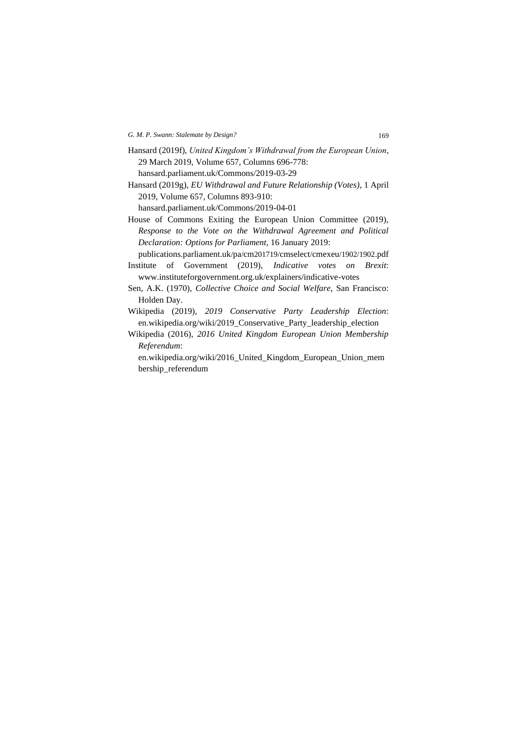Hansard (2019f), *United Kingdom's Withdrawal from the European Union*, 29 March 2019, Volume 657, Columns 696-778: hansard.parliament.uk/Commons/2019-03-29

Hansard (2019g), *EU Withdrawal and Future Relationship (Votes)*, 1 April 2019, Volume 657, Columns 893-910: hansard.parliament.uk/Commons/2019-04-01

House of Commons Exiting the European Union Committee (2019), *Response to the Vote on the Withdrawal Agreement and Political Declaration: Options for Parliament*, 16 January 2019: publications.parliament.uk/pa/cm201719/cmselect/cmexeu/1902/1902.pdf

Institute of Government (2019), *Indicative votes on Brexit*: www.instituteforgovernment.org.uk/explainers/indicative-votes

Sen, A.K. (1970), *Collective Choice and Social Welfare*, San Francisco: Holden Day.

Wikipedia (2019), *2019 Conservative Party Leadership Election*: en.wikipedia.org/wiki/2019_Conservative_Party_leadership_election

Wikipedia (2016), *2016 United Kingdom European Union Membership Referendum*: en.wikipedia.org/wiki/2016_United_Kingdom_European_Union_membership_referendum